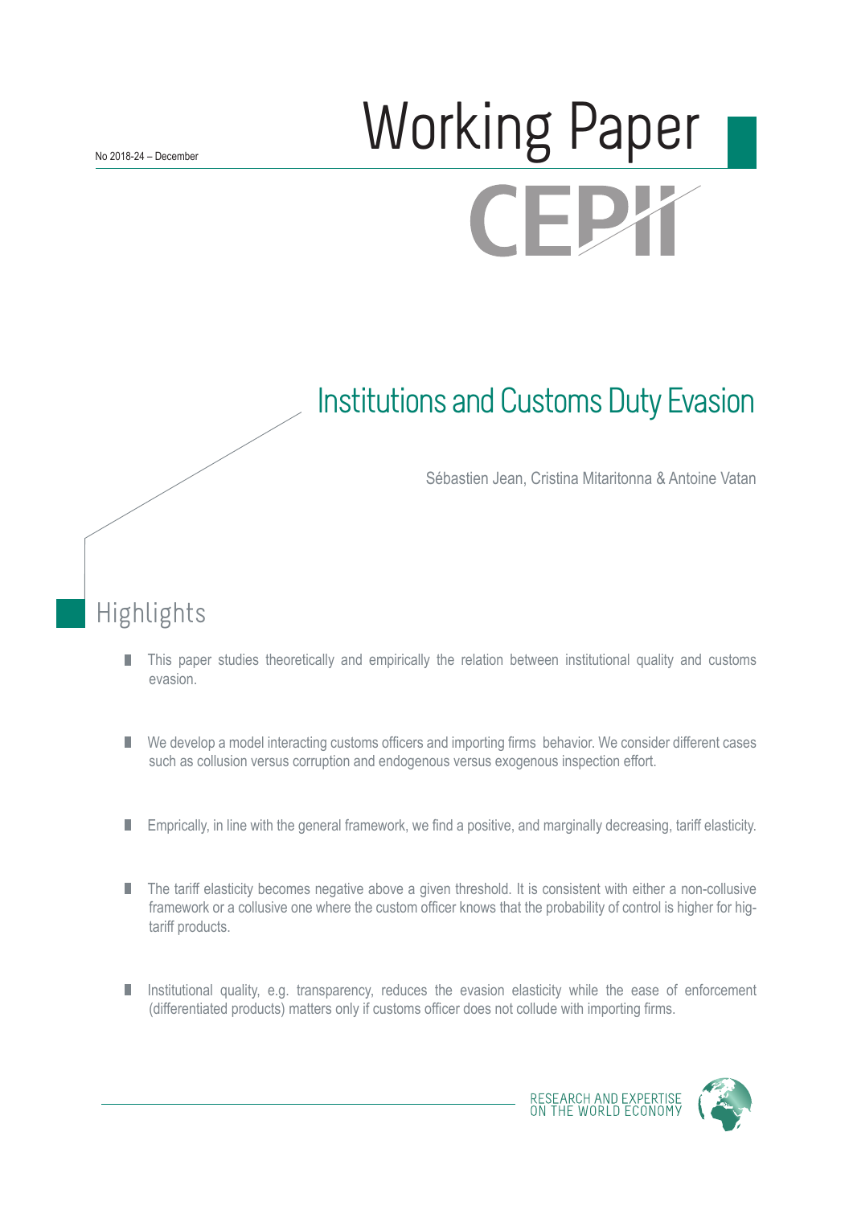No 2018-24 – December

# Working Paper

CEPII

## Institutions and Customs Duty Evasion

Sébastien Jean, Cristina Mitaritonna & Antoine Vatan

## Highlights

- This paper studies theoretically and empirically the relation between institutional quality and customs evasion.
- We develop a model interacting customs officers and importing firms behavior. We consider different cases such as collusion versus corruption and endogenous versus exogenous inspection effort.
- Emprically, in line with the general framework, we find a positive, and marginally decreasing, tariff elasticity.
- The tariff elasticity becomes negative above a given threshold. It is consistent with either a non-collusive framework or a collusive one where the custom officer knows that the probability of control is higher for hig-tariff products.
- Institutional quality, e.g. transparency, reduces the evasion elasticity while the ease of enforcement (differentiated products) matters only if customs officer does not collude with importing firms.

RESEARCH AND EXPERTISE ON THE WORLD ECONOMY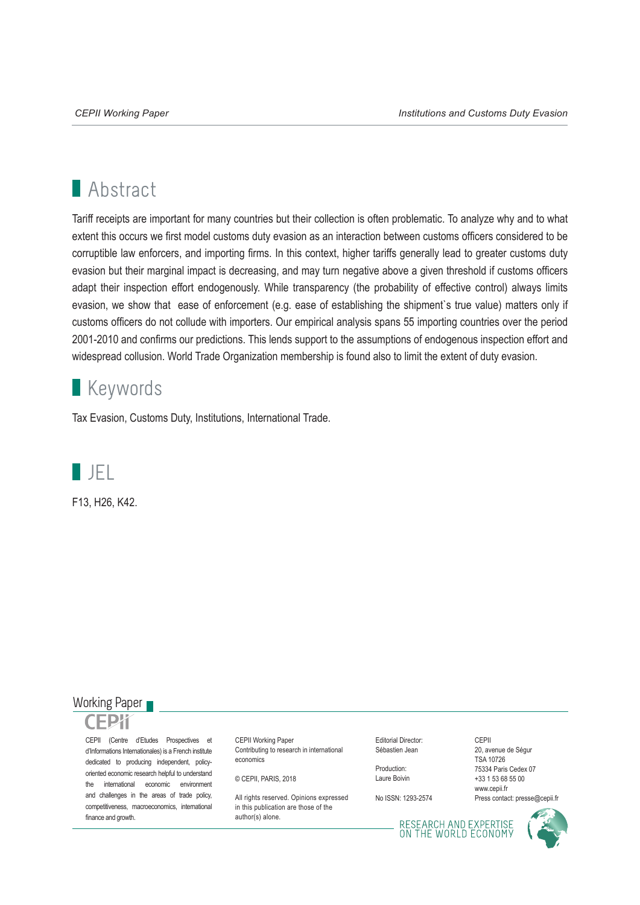# Abstract

Tariff receipts are important for many countries but their collection is often problematic. To analyze why and to what extent this occurs we first model customs duty evasion as an interaction between customs officers considered to be corruptible law enforcers, and importing firms. In this context, higher tariffs generally lead to greater customs duty evasion but their marginal impact is decreasing, and may turn negative above a given threshold if customs officers adapt their inspection effort endogenously. While transparency (the probability of effective control) always limits evasion, we show that ease of enforcement (e.g. ease of establishing the shipment`s true value) matters only if customs officers do not collude with importers. Our empirical analysis spans 55 importing countries over the period 2001-2010 and confirms our predictions. This lends support to the assumptions of endogenous inspection effort and widespread collusion. World Trade Organization membership is found also to limit the extent of duty evasion.

# Keywords

Tax Evasion, Customs Duty, Institutions, International Trade.

# JEL

F13, H26, K42.

Working Paper

CEPII

CEPII (Centre d'Etudes Prospectives et d'Informations Internationales) is a French institute dedicated to producing independent, policy-oriented economic research helpful to understand the international economic environment and challenges in the areas of trade policy, competitiveness, macroeconomics, international finance and growth.

CEPII Working Paper
Contributing to research in international economics

© CEPII, PARIS, 2018

All rights reserved. Opinions expressed in this publication are those of the author(s) alone.

Editorial Director:
Sébastien Jean

Production:
Laure Boivin

No ISSN: 1293-2574

CEPII
20, avenue de Ségur
TSA 10726
75334 Paris Cedex 07
+33 1 53 68 55 00
www.cepii.fr
Press contact: presse@cepii.fr

RESEARCH AND EXPERTISE ON THE WORLD ECONOMY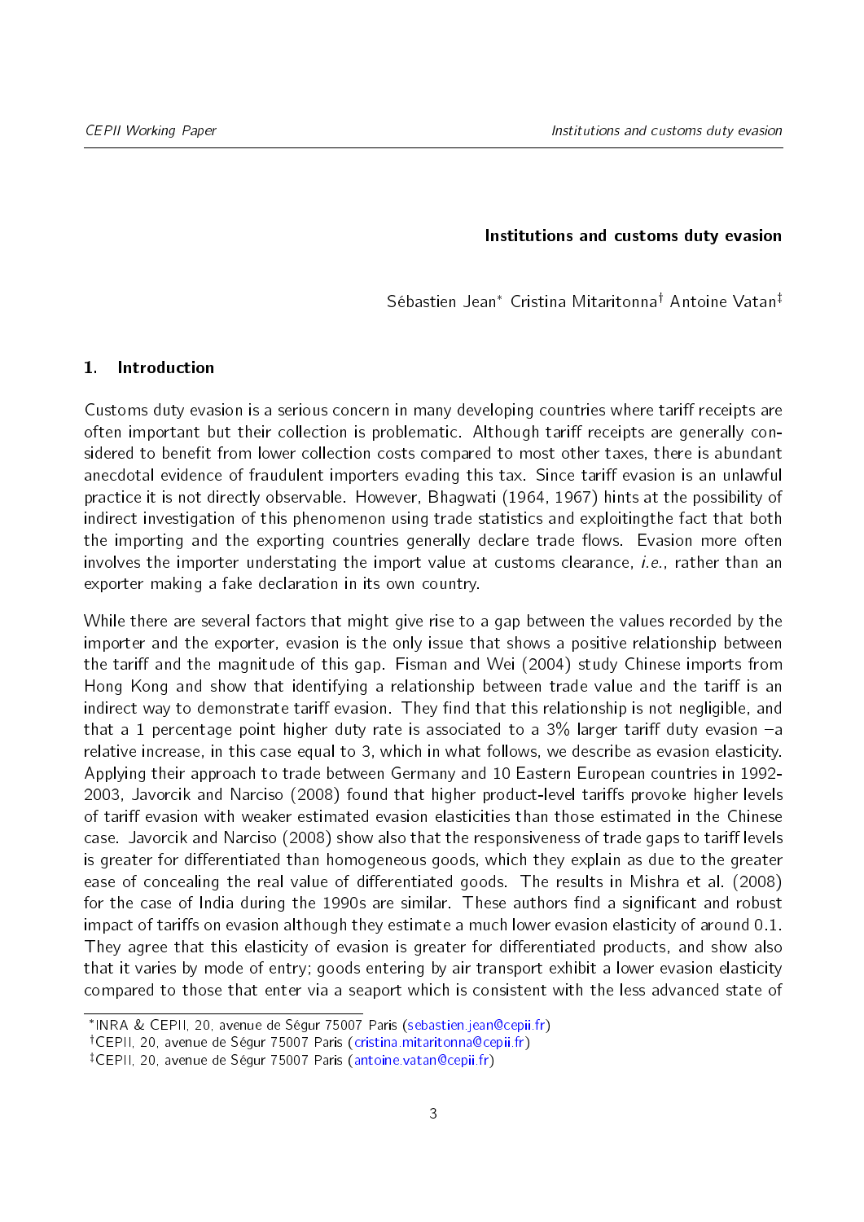**Institutions and customs duty evasion**

Sébastien Jean[*] Cristina Mitaritonna[†] Antoine Vatan[‡]

## 1. Introduction

Customs duty evasion is a serious concern in many developing countries where tariff receipts are often important but their collection is problematic. Although tariff receipts are generally considered to benefit from lower collection costs compared to most other taxes, there is abundant anecdotal evidence of fraudulent importers evading this tax. Since tariff evasion is an unlawful practice it is not directly observable. However, Bhagwati (1964, 1967) hints at the possibility of indirect investigation of this phenomenon using trade statistics and exploitingthe fact that both the importing and the exporting countries generally declare trade flows. Evasion more often involves the importer understating the import value at customs clearance, *i.e.*, rather than an exporter making a fake declaration in its own country.

While there are several factors that might give rise to a gap between the values recorded by the importer and the exporter, evasion is the only issue that shows a positive relationship between the tariff and the magnitude of this gap. Fisman and Wei (2004) study Chinese imports from Hong Kong and show that identifying a relationship between trade value and the tariff is an indirect way to demonstrate tariff evasion. They find that this relationship is not negligible, and that a 1 percentage point higher duty rate is associated to a 3% larger tariff duty evasion –a relative increase, in this case equal to 3, which in what follows, we describe as evasion elasticity. Applying their approach to trade between Germany and 10 Eastern European countries in 1992-2003, Javorcik and Narciso (2008) found that higher product-level tariffs provoke higher levels of tariff evasion with weaker estimated evasion elasticities than those estimated in the Chinese case. Javorcik and Narciso (2008) show also that the responsiveness of trade gaps to tariff levels is greater for differentiated than homogeneous goods, which they explain as due to the greater ease of concealing the real value of differentiated goods. The results in Mishra et al. (2008) for the case of India during the 1990s are similar. These authors find a significant and robust impact of tariffs on evasion although they estimate a much lower evasion elasticity of around 0.1. They agree that this elasticity of evasion is greater for differentiated products, and show also that it varies by mode of entry; goods entering by air transport exhibit a lower evasion elasticity compared to those that enter via a seaport which is consistent with the less advanced state of

---

[*] INRA & CEPII, 20, avenue de Ségur 75007 Paris (sebastien.jean@cepii.fr)

[†] CEPII, 20, avenue de Ségur 75007 Paris (cristina.mitaritonna@cepii.fr)

[‡] CEPII, 20, avenue de Ségur 75007 Paris (antoine.vatan@cepii.fr)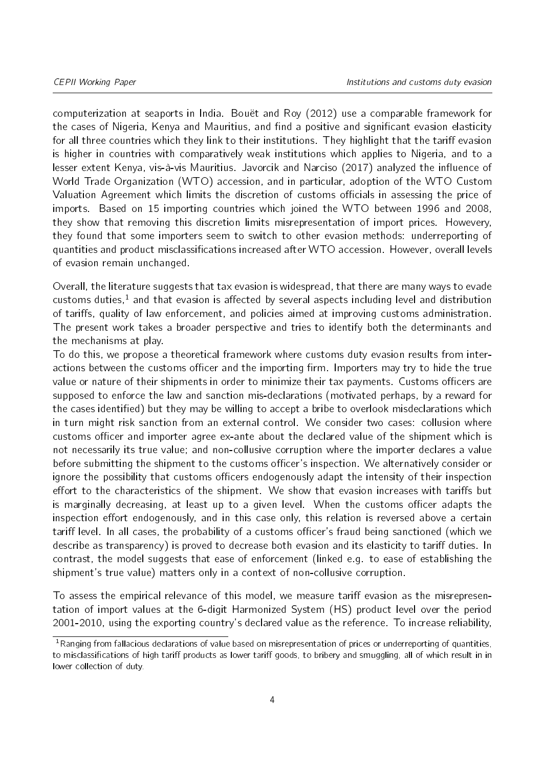computerization at seaports in India. Bouët and Roy (2012) use a comparable framework for the cases of Nigeria, Kenya and Mauritius, and find a positive and significant evasion elasticity for all three countries which they link to their institutions. They highlight that the tariff evasion is higher in countries with comparatively weak institutions which applies to Nigeria, and to a lesser extent Kenya, vis-à-vis Mauritius. Javorcik and Narciso (2017) analyzed the influence of World Trade Organization (WTO) accession, and in particular, adoption of the WTO Custom Valuation Agreement which limits the discretion of customs officials in assessing the price of imports. Based on 15 importing countries which joined the WTO between 1996 and 2008, they show that removing this discretion limits misrepresentation of import prices. Howevery, they found that some importers seem to switch to other evasion methods: underreporting of quantities and product misclassifications increased after WTO accession. However, overall levels of evasion remain unchanged.

Overall, the literature suggests that tax evasion is widespread, that there are many ways to evade customs duties,[1] and that evasion is affected by several aspects including level and distribution of tariffs, quality of law enforcement, and policies aimed at improving customs administration. The present work takes a broader perspective and tries to identify both the determinants and the mechanisms at play.

To do this, we propose a theoretical framework where customs duty evasion results from interactions between the customs officer and the importing firm. Importers may try to hide the true value or nature of their shipments in order to minimize their tax payments. Customs officers are supposed to enforce the law and sanction mis-declarations (motivated perhaps, by a reward for the cases identified) but they may be willing to accept a bribe to overlook misdeclarations which in turn might risk sanction from an external control. We consider two cases: collusion where customs officer and importer agree ex-ante about the declared value of the shipment which is not necessarily its true value; and non-collusive corruption where the importer declares a value before submitting the shipment to the customs officer's inspection. We alternatively consider or ignore the possibility that customs officers endogenously adapt the intensity of their inspection effort to the characteristics of the shipment. We show that evasion increases with tariffs but is marginally decreasing, at least up to a given level. When the customs officer adapts the inspection effort endogenously, and in this case only, this relation is reversed above a certain tariff level. In all cases, the probability of a customs officer's fraud being sanctioned (which we describe as transparency) is proved to decrease both evasion and its elasticity to tariff duties. In contrast, the model suggests that ease of enforcement (linked e.g. to ease of establishing the shipment's true value) matters only in a context of non-collusive corruption.

To assess the empirical relevance of this model, we measure tariff evasion as the misrepresentation of import values at the 6-digit Harmonized System (HS) product level over the period 2001-2010, using the exporting country's declared value as the reference. To increase reliability,

[1] Ranging from fallacious declarations of value based on misrepresentation of prices or underreporting of quantities, to misclassifications of high tariff products as lower tariff goods, to bribery and smuggling, all of which result in in lower collection of duty.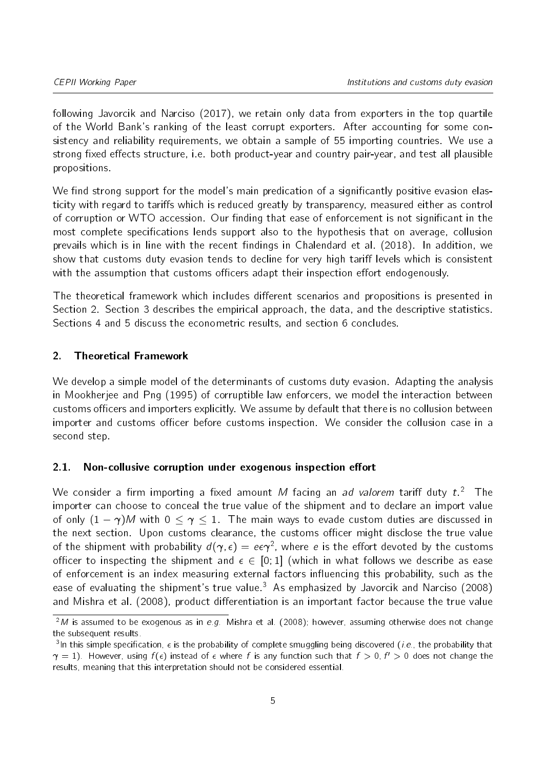following Javorcik and Narciso (2017), we retain only data from exporters in the top quartile of the World Bank's ranking of the least corrupt exporters. After accounting for some consistency and reliability requirements, we obtain a sample of 55 importing countries. We use a strong fixed effects structure, i.e. both product-year and country pair-year, and test all plausible propositions.

We find strong support for the model's main predication of a significantly positive evasion elasticity with regard to tariffs which is reduced greatly by transparency, measured either as control of corruption or WTO accession. Our finding that ease of enforcement is not significant in the most complete specifications lends support also to the hypothesis that on average, collusion prevails which is in line with the recent findings in Chalendard et al. (2018). In addition, we show that customs duty evasion tends to decline for very high tariff levels which is consistent with the assumption that customs officers adapt their inspection effort endogenously.

The theoretical framework which includes different scenarios and propositions is presented in Section 2. Section 3 describes the empirical approach, the data, and the descriptive statistics. Sections 4 and 5 discuss the econometric results, and section 6 concludes.

## 2. Theoretical Framework

We develop a simple model of the determinants of customs duty evasion. Adapting the analysis in Mookherjee and Png (1995) of corruptible law enforcers, we model the interaction between customs officers and importers explicitly. We assume by default that there is no collusion between importer and customs officer before customs inspection. We consider the collusion case in a second step.

### 2.1. Non-collusive corruption under exogenous inspection effort

We consider a firm importing a fixed amount $M$ facing an *ad valorem* tariff duty $t$.[2] The importer can choose to conceal the true value of the shipment and to declare an import value of only $(1-\gamma)M$ with $0 \leq \gamma \leq 1$. The main ways to evade custom duties are discussed in the next section. Upon customs clearance, the customs officer might disclose the true value of the shipment with probability $d(\gamma, \epsilon) = e\epsilon\gamma^2$, where $e$ is the effort devoted by the customs officer to inspecting the shipment and $\epsilon \in [0;1]$ (which in what follows we describe as ease of enforcement is an index measuring external factors influencing this probability, such as the ease of evaluating the shipment's true value.[3] As emphasized by Javorcik and Narciso (2008) and Mishra et al. (2008), product differentiation is an important factor because the true value

[2] $M$ is assumed to be exogenous as in *e.g.* Mishra et al. (2008); however, assuming otherwise does not change the subsequent results.

[3] In this simple specification, $\epsilon$ is the probability of complete smuggling being discovered (*i.e.*, the probability that $\gamma = 1$). However, using $f(\epsilon)$ instead of $\epsilon$ where $f$ is any function such that $f > 0$, $f' > 0$ does not change the results, meaning that this interpretation should not be considered essential.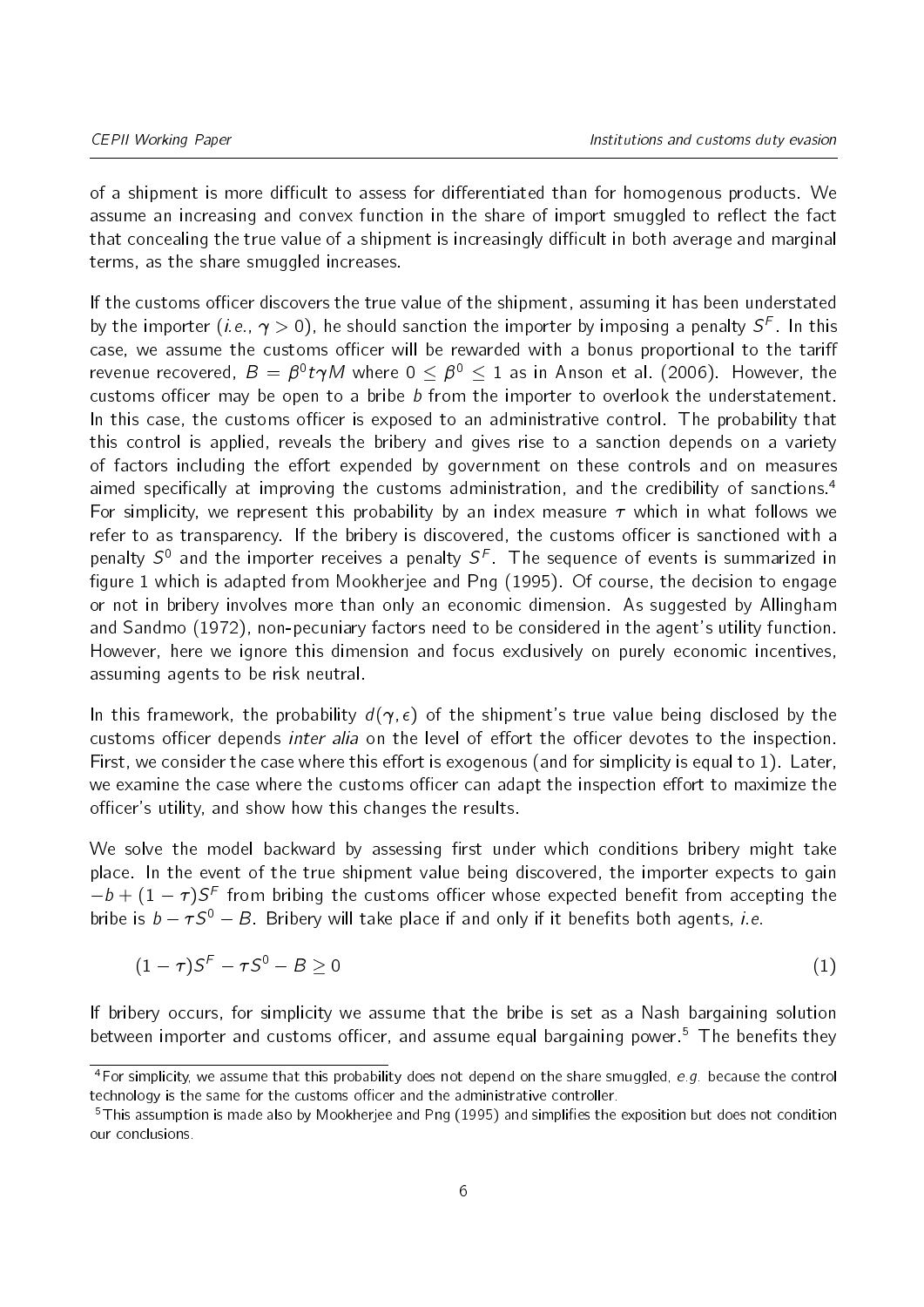of a shipment is more difficult to assess for differentiated than for homogenous products. We assume an increasing and convex function in the share of import smuggled to reflect the fact that concealing the true value of a shipment is increasingly difficult in both average and marginal terms, as the share smuggled increases.

If the customs officer discovers the true value of the shipment, assuming it has been understated by the importer (*i.e.*, $\gamma > 0$), he should sanction the importer by imposing a penalty $S^F$. In this case, we assume the customs officer will be rewarded with a bonus proportional to the tariff revenue recovered, $B = \beta^0 t \gamma M$ where $0 \leq \beta^0 \leq 1$ as in Anson et al. (2006). However, the customs officer may be open to a bribe $b$ from the importer to overlook the understatement. In this case, the customs officer is exposed to an administrative control. The probability that this control is applied, reveals the bribery and gives rise to a sanction depends on a variety of factors including the effort expended by government on these controls and on measures aimed specifically at improving the customs administration, and the credibility of sanctions.[4] For simplicity, we represent this probability by an index measure $\tau$ which in what follows we refer to as transparency. If the bribery is discovered, the customs officer is sanctioned with a penalty $S^0$ and the importer receives a penalty $S^F$. The sequence of events is summarized in figure 1 which is adapted from Mookherjee and Png (1995). Of course, the decision to engage or not in bribery involves more than only an economic dimension. As suggested by Allingham and Sandmo (1972), non-pecuniary factors need to be considered in the agent's utility function. However, here we ignore this dimension and focus exclusively on purely economic incentives, assuming agents to be risk neutral.

In this framework, the probability $d(\gamma, \epsilon)$ of the shipment's true value being disclosed by the customs officer depends *inter alia* on the level of effort the officer devotes to the inspection. First, we consider the case where this effort is exogenous (and for simplicity is equal to 1). Later, we examine the case where the customs officer can adapt the inspection effort to maximize the officer's utility, and show how this changes the results.

We solve the model backward by assessing first under which conditions bribery might take place. In the event of the true shipment value being discovered, the importer expects to gain $-b + (1 - \tau)S^F$ from bribing the customs officer whose expected benefit from accepting the bribe is $b - \tau S^0 - B$. Bribery will take place if and only if it benefits both agents, *i.e.*

$$(1 - \tau)S^F - \tau S^0 - B \geq 0 \tag{1}$$

If bribery occurs, for simplicity we assume that the bribe is set as a Nash bargaining solution between importer and customs officer, and assume equal bargaining power.[5] The benefits they

[4] For simplicity, we assume that this probability does not depend on the share smuggled, *e.g.* because the control technology is the same for the customs officer and the administrative controller.

[5] This assumption is made also by Mookherjee and Png (1995) and simplifies the exposition but does not condition our conclusions.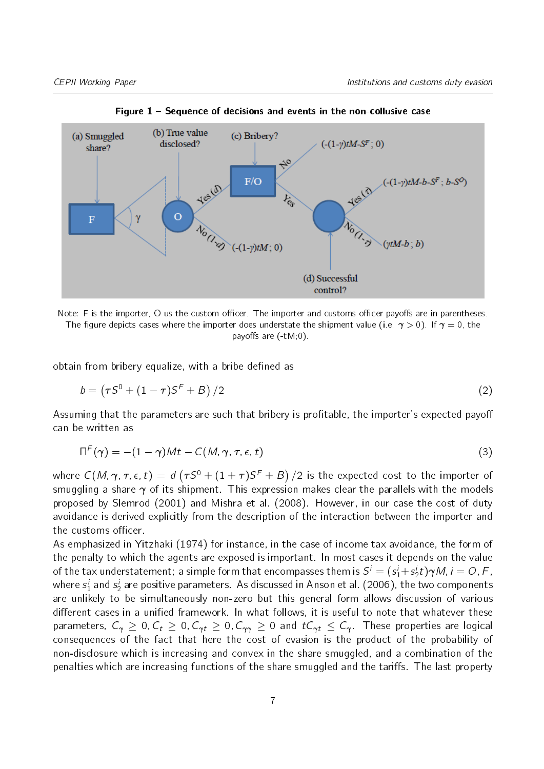**Figure 1 – Sequence of decisions and events in the non-collusive case**

Note: F is the importer, O us the custom officer. The importer and customs officer payoffs are in parentheses. The figure depicts cases where the importer does understate the shipment value (i.e. $\gamma > 0$). If $\gamma = 0$, the payoffs are (-tM;0).

obtain from bribery equalize, with a bribe defined as

$$b = \left(\tau S^0 + (1-\tau)S^F + B\right)/2 \tag{2}$$

Assuming that the parameters are such that bribery is profitable, the importer's expected payoff can be written as

$$\Pi^F(\gamma) = -(1-\gamma)Mt - C(M, \gamma, \tau, \epsilon, t) \tag{3}$$

where $C(M, \gamma, \tau, \epsilon, t) = d\left(\tau S^0 + (1+\tau)S^F + B\right)/2$ is the expected cost to the importer of smuggling a share $\gamma$ of its shipment. This expression makes clear the parallels with the models proposed by Slemrod (2001) and Mishra et al. (2008). However, in our case the cost of duty avoidance is derived explicitly from the description of the interaction between the importer and the customs officer.

As emphasized in Yitzhaki (1974) for instance, in the case of income tax avoidance, the form of the penalty to which the agents are exposed is important. In most cases it depends on the value of the tax understatement; a simple form that encompasses them is $S^i = (s_1^i + s_2^i t)\gamma M, i = O, F$, where $s_1^i$ and $s_2^i$ are positive parameters. As discussed in Anson et al. (2006), the two components are unlikely to be simultaneously non-zero but this general form allows discussion of various different cases in a unified framework. In what follows, it is useful to note that whatever these parameters, $C_\gamma \geq 0, C_t \geq 0, C_{\gamma t} \geq 0, C_{\gamma\gamma} \geq 0$ and $tC_{\gamma t} \leq C_\gamma$. These properties are logical consequences of the fact that here the cost of evasion is the product of the probability of non-disclosure which is increasing and convex in the share smuggled, and a combination of the penalties which are increasing functions of the share smuggled and the tariffs. The last property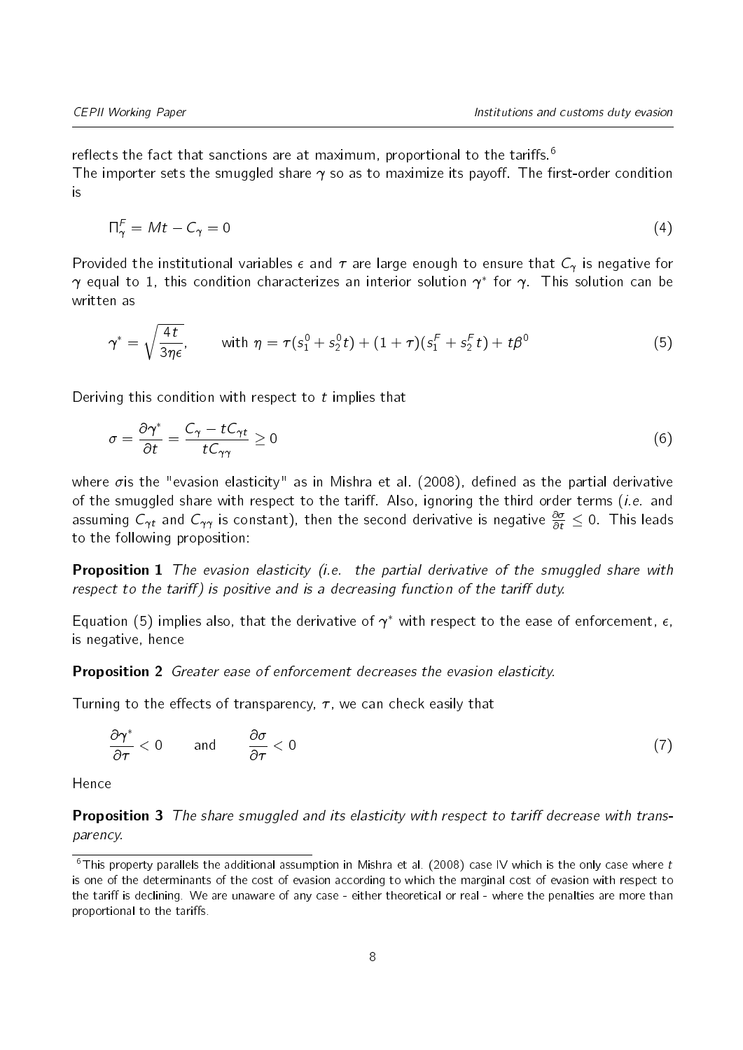reflects the fact that sanctions are at maximum, proportional to the tariffs.[6]

The importer sets the smuggled share $\gamma$ so as to maximize its payoff. The first-order condition is

$$\Pi^F_\gamma = Mt - C_\gamma = 0 \tag{4}$$

Provided the institutional variables $\epsilon$ and $\tau$ are large enough to ensure that $C_\gamma$ is negative for $\gamma$ equal to 1, this condition characterizes an interior solution $\gamma^*$ for $\gamma$. This solution can be written as

$$\gamma^* = \sqrt{\frac{4t}{3\eta\epsilon}}, \qquad \text{with } \eta = \tau(s^0_1 + s^0_2 t) + (1+\tau)(s^F_1 + s^F_2 t) + t\beta^0 \tag{5}$$

Deriving this condition with respect to $t$ implies that

$$\sigma = \frac{\partial\gamma^*}{\partial t} = \frac{C_\gamma - tC_{\gamma t}}{tC_{\gamma\gamma}} \geq 0 \tag{6}$$

where $\sigma$is the "evasion elasticity" as in Mishra et al. (2008), defined as the partial derivative of the smuggled share with respect to the tariff. Also, ignoring the third order terms (*i.e.* and assuming $C_{\gamma t}$ and $C_{\gamma\gamma}$ is constant), then the second derivative is negative $\frac{\partial\sigma}{\partial t} \leq 0$. This leads to the following proposition:

**Proposition 1** *The evasion elasticity (i.e. the partial derivative of the smuggled share with respect to the tariff) is positive and is a decreasing function of the tariff duty.*

Equation (5) implies also, that the derivative of $\gamma^*$ with respect to the ease of enforcement, $\epsilon$, is negative, hence

**Proposition 2** *Greater ease of enforcement decreases the evasion elasticity.*

Turning to the effects of transparency, $\tau$, we can check easily that

$$\frac{\partial\gamma^*}{\partial\tau} < 0 \qquad \text{and} \qquad \frac{\partial\sigma}{\partial\tau} < 0 \tag{7}$$

Hence

**Proposition 3** *The share smuggled and its elasticity with respect to tariff decrease with transparency.*

---

[6] This property parallels the additional assumption in Mishra et al. (2008) case IV which is the only case where $t$ is one of the determinants of the cost of evasion according to which the marginal cost of evasion with respect to the tariff is declining. We are unaware of any case - either theoretical or real - where the penalties are more than proportional to the tariffs.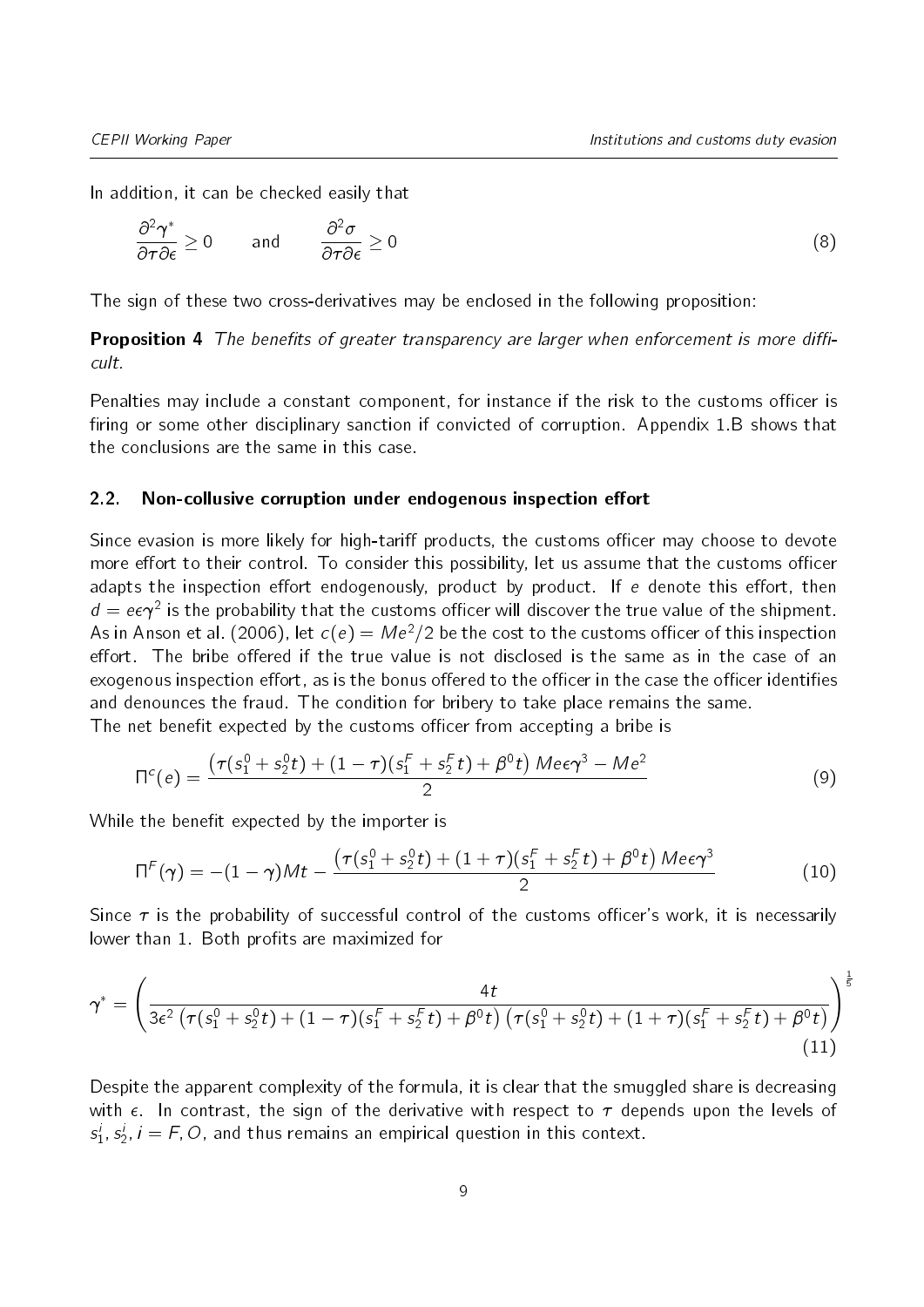In addition, it can be checked easily that

$$\frac{\partial^2 \gamma^*}{\partial \tau \partial \epsilon} \geq 0 \qquad \text{and} \qquad \frac{\partial^2 \sigma}{\partial \tau \partial \epsilon} \geq 0 \tag{8}$$

The sign of these two cross-derivatives may be enclosed in the following proposition:

**Proposition 4** *The benefits of greater transparency are larger when enforcement is more difficult.*

Penalties may include a constant component, for instance if the risk to the customs officer is firing or some other disciplinary sanction if convicted of corruption. Appendix 1.B shows that the conclusions are the same in this case.

## 2.2. Non-collusive corruption under endogenous inspection effort

Since evasion is more likely for high-tariff products, the customs officer may choose to devote more effort to their control. To consider this possibility, let us assume that the customs officer adapts the inspection effort endogenously, product by product. If $e$ denote this effort, then $d = e\epsilon\gamma^2$ is the probability that the customs officer will discover the true value of the shipment. As in Anson et al. (2006), let $c(e) = Me^2/2$ be the cost to the customs officer of this inspection effort. The bribe offered if the true value is not disclosed is the same as in the case of an exogenous inspection effort, as is the bonus offered to the officer in the case the officer identifies and denounces the fraud. The condition for bribery to take place remains the same.
The net benefit expected by the customs officer from accepting a bribe is

$$\Pi^c(e) = \frac{\left(\tau(s_1^0 + s_2^0 t) + (1-\tau)(s_1^F + s_2^F t) + \beta^0 t\right) Me\epsilon\gamma^3 - Me^2}{2} \tag{9}$$

While the benefit expected by the importer is

$$\Pi^F(\gamma) = -(1-\gamma)Mt - \frac{\left(\tau(s_1^0 + s_2^0 t) + (1+\tau)(s_1^F + s_2^F t) + \beta^0 t\right) Me\epsilon\gamma^3}{2} \tag{10}$$

Since $\tau$ is the probability of successful control of the customs officer's work, it is necessarily lower than 1. Both profits are maximized for

$$\gamma^* = \left( \frac{4t}{3\epsilon^2 \left(\tau(s_1^0 + s_2^0 t) + (1-\tau)(s_1^F + s_2^F t) + \beta^0 t\right)\left(\tau(s_1^0 + s_2^0 t) + (1+\tau)(s_1^F + s_2^F t) + \beta^0 t\right)} \right)^{\frac{1}{5}} \tag{11}$$

Despite the apparent complexity of the formula, it is clear that the smuggled share is decreasing with $\epsilon$. In contrast, the sign of the derivative with respect to $\tau$ depends upon the levels of $s_1^i, s_2^i, i = F, O$, and thus remains an empirical question in this context.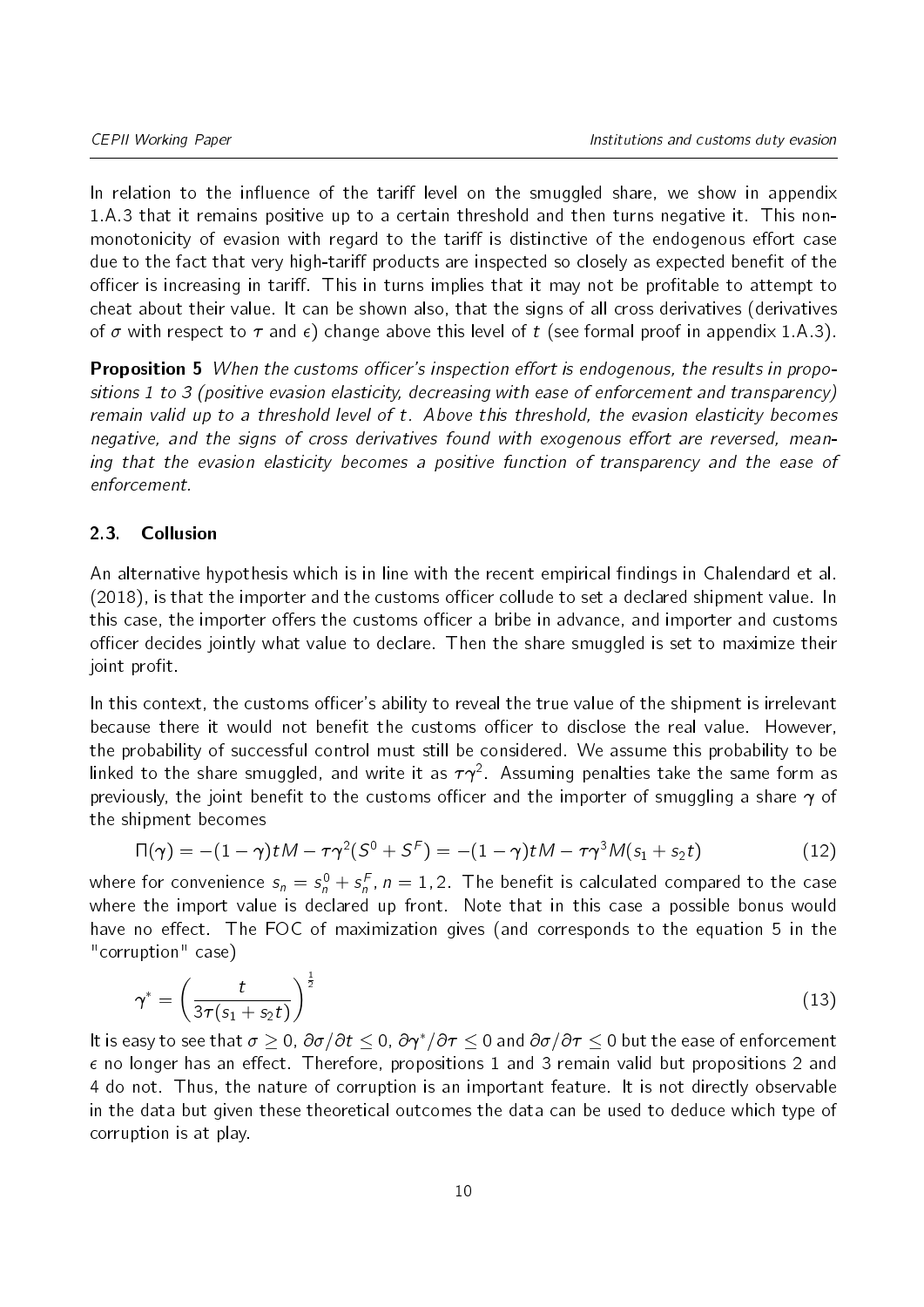In relation to the influence of the tariff level on the smuggled share, we show in appendix 1.A.3 that it remains positive up to a certain threshold and then turns negative it. This non-monotonicity of evasion with regard to the tariff is distinctive of the endogenous effort case due to the fact that very high-tariff products are inspected so closely as expected benefit of the officer is increasing in tariff. This in turns implies that it may not be profitable to attempt to cheat about their value. It can be shown also, that the signs of all cross derivatives (derivatives of $\sigma$ with respect to $\tau$ and $\epsilon$) change above this level of $t$ (see formal proof in appendix 1.A.3).

**Proposition 5** *When the customs officer's inspection effort is endogenous, the results in propositions 1 to 3 (positive evasion elasticity, decreasing with ease of enforcement and transparency) remain valid up to a threshold level of $t$. Above this threshold, the evasion elasticity becomes negative, and the signs of cross derivatives found with exogenous effort are reversed, meaning that the evasion elasticity becomes a positive function of transparency and the ease of enforcement.*

## 2.3. Collusion

An alternative hypothesis which is in line with the recent empirical findings in Chalendard et al. (2018), is that the importer and the customs officer collude to set a declared shipment value. In this case, the importer offers the customs officer a bribe in advance, and importer and customs officer decides jointly what value to declare. Then the share smuggled is set to maximize their joint profit.

In this context, the customs officer's ability to reveal the true value of the shipment is irrelevant because there it would not benefit the customs officer to disclose the real value. However, the probability of successful control must still be considered. We assume this probability to be linked to the share smuggled, and write it as $\tau\gamma^2$. Assuming penalties take the same form as previously, the joint benefit to the customs officer and the importer of smuggling a share $\gamma$ of the shipment becomes

$$\Pi(\gamma) = -(1-\gamma)tM - \tau\gamma^2(S^0 + S^F) = -(1-\gamma)tM - \tau\gamma^3 M(s_1 + s_2 t) \tag{12}$$

where for convenience $s_n = s_n^0 + s_n^F$, $n = 1, 2$. The benefit is calculated compared to the case where the import value is declared up front. Note that in this case a possible bonus would have no effect. The FOC of maximization gives (and corresponds to the equation 5 in the "corruption" case)

$$\gamma^* = \left(\frac{t}{3\tau(s_1 + s_2 t)}\right)^{\frac{1}{2}} \tag{13}$$

It is easy to see that $\sigma \geq 0$, $\partial\sigma/\partial t \leq 0$, $\partial\gamma^*/\partial\tau \leq 0$ and $\partial\sigma/\partial\tau \leq 0$ but the ease of enforcement $\epsilon$ no longer has an effect. Therefore, propositions 1 and 3 remain valid but propositions 2 and 4 do not. Thus, the nature of corruption is an important feature. It is not directly observable in the data but given these theoretical outcomes the data can be used to deduce which type of corruption is at play.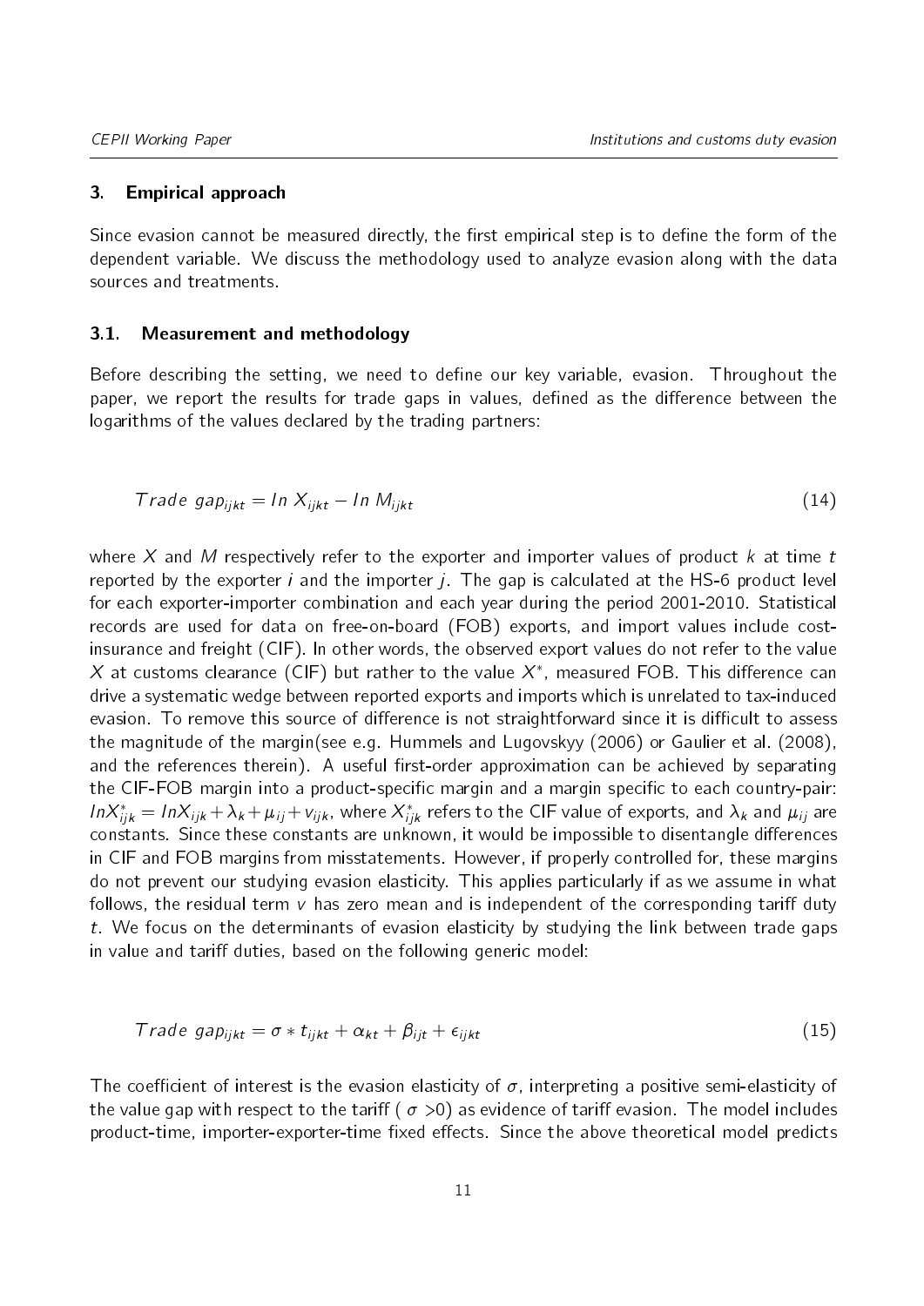## 3. Empirical approach

Since evasion cannot be measured directly, the first empirical step is to define the form of the dependent variable. We discuss the methodology used to analyze evasion along with the data sources and treatments.

### 3.1. Measurement and methodology

Before describing the setting, we need to define our key variable, evasion. Throughout the paper, we report the results for trade gaps in values, defined as the difference between the logarithms of the values declared by the trading partners:

$$Trade\ gap_{ijkt} = ln\ X_{ijkt} - ln\ M_{ijkt} \tag{14}$$

where $X$ and $M$ respectively refer to the exporter and importer values of product $k$ at time $t$ reported by the exporter $i$ and the importer $j$. The gap is calculated at the HS-6 product level for each exporter-importer combination and each year during the period 2001-2010. Statistical records are used for data on free-on-board (FOB) exports, and import values include cost-insurance and freight (CIF). In other words, the observed export values do not refer to the value $X$ at customs clearance (CIF) but rather to the value $X^*$, measured FOB. This difference can drive a systematic wedge between reported exports and imports which is unrelated to tax-induced evasion. To remove this source of difference is not straightforward since it is difficult to assess the magnitude of the margin(see e.g. Hummels and Lugovskyy (2006) or Gaulier et al. (2008), and the references therein). A useful first-order approximation can be achieved by separating the CIF-FOB margin into a product-specific margin and a margin specific to each country-pair: $lnX^*_{ijk} = lnX_{ijk} + \lambda_k + \mu_{ij} + v_{ijk}$, where $X^*_{ijk}$ refers to the CIF value of exports, and $\lambda_k$ and $\mu_{ij}$ are constants. Since these constants are unknown, it would be impossible to disentangle differences in CIF and FOB margins from misstatements. However, if properly controlled for, these margins do not prevent our studying evasion elasticity. This applies particularly if as we assume in what follows, the residual term $v$ has zero mean and is independent of the corresponding tariff duty $t$. We focus on the determinants of evasion elasticity by studying the link between trade gaps in value and tariff duties, based on the following generic model:

$$Trade\ gap_{ijkt} = \sigma * t_{ijkt} + \alpha_{kt} + \beta_{ijt} + \epsilon_{ijkt} \tag{15}$$

The coefficient of interest is the evasion elasticity of $\sigma$, interpreting a positive semi-elasticity of the value gap with respect to the tariff ( $\sigma > 0$) as evidence of tariff evasion. The model includes product-time, importer-exporter-time fixed effects. Since the above theoretical model predicts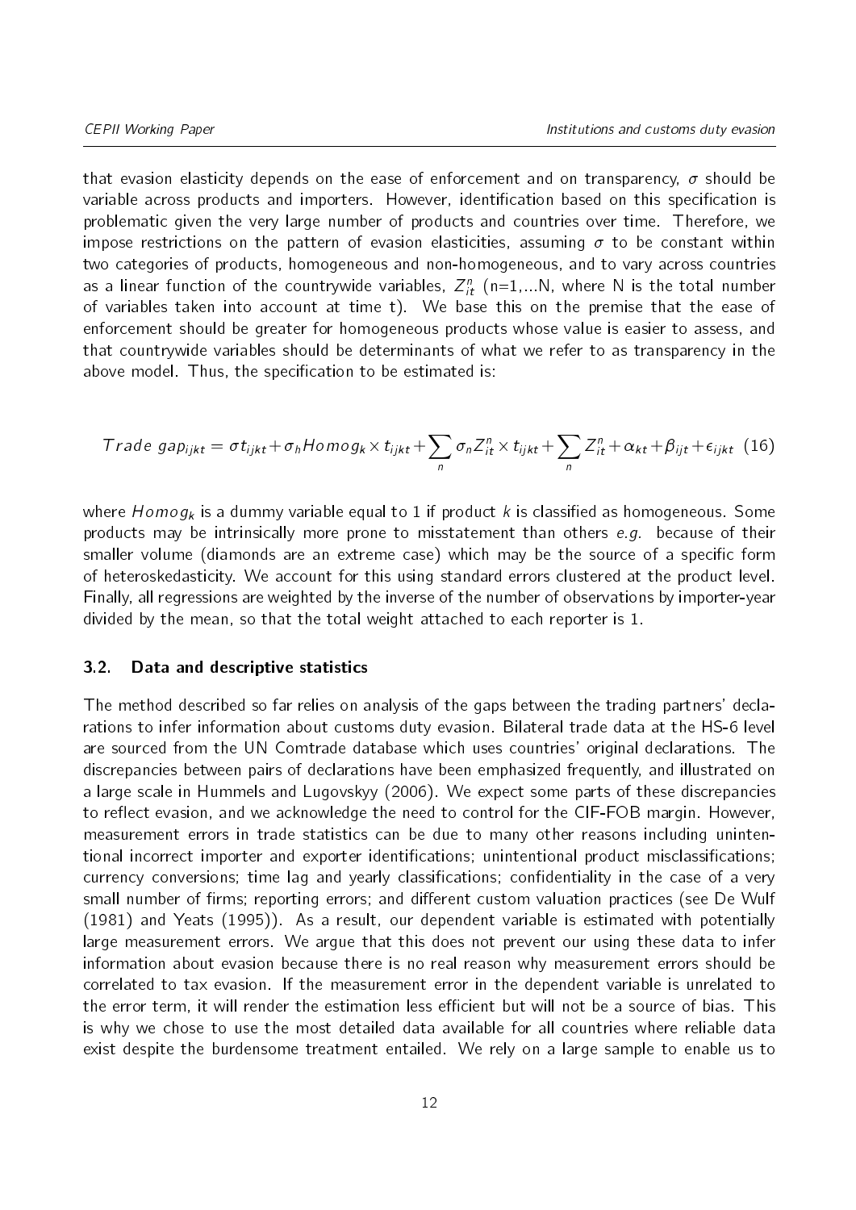that evasion elasticity depends on the ease of enforcement and on transparency, $\sigma$ should be variable across products and importers. However, identification based on this specification is problematic given the very large number of products and countries over time. Therefore, we impose restrictions on the pattern of evasion elasticities, assuming $\sigma$ to be constant within two categories of products, homogeneous and non-homogeneous, and to vary across countries as a linear function of the countrywide variables, $Z_{it}^{n}$ (n=1,...N, where N is the total number of variables taken into account at time t). We base this on the premise that the ease of enforcement should be greater for homogeneous products whose value is easier to assess, and that countrywide variables should be determinants of what we refer to as transparency in the above model. Thus, the specification to be estimated is:

$$Trade\ gap_{ijkt} = \sigma t_{ijkt} + \sigma_h Homog_k \times t_{ijkt} + \sum_n \sigma_n Z_{it}^{n} \times t_{ijkt} + \sum_n Z_{it}^{n} + \alpha_{kt} + \beta_{ijt} + \epsilon_{ijkt} \quad (16)$$

where $Homog_k$ is a dummy variable equal to 1 if product $k$ is classified as homogeneous. Some products may be intrinsically more prone to misstatement than others *e.g.* because of their smaller volume (diamonds are an extreme case) which may be the source of a specific form of heteroskedasticity. We account for this using standard errors clustered at the product level. Finally, all regressions are weighted by the inverse of the number of observations by importer-year divided by the mean, so that the total weight attached to each reporter is 1.

### 3.2. Data and descriptive statistics

The method described so far relies on analysis of the gaps between the trading partners' declarations to infer information about customs duty evasion. Bilateral trade data at the HS-6 level are sourced from the UN Comtrade database which uses countries' original declarations. The discrepancies between pairs of declarations have been emphasized frequently, and illustrated on a large scale in Hummels and Lugovskyy (2006). We expect some parts of these discrepancies to reflect evasion, and we acknowledge the need to control for the CIF-FOB margin. However, measurement errors in trade statistics can be due to many other reasons including unintentional incorrect importer and exporter identifications; unintentional product misclassifications; currency conversions; time lag and yearly classifications; confidentiality in the case of a very small number of firms; reporting errors; and different custom valuation practices (see De Wulf (1981) and Yeats (1995)). As a result, our dependent variable is estimated with potentially large measurement errors. We argue that this does not prevent our using these data to infer information about evasion because there is no real reason why measurement errors should be correlated to tax evasion. If the measurement error in the dependent variable is unrelated to the error term, it will render the estimation less efficient but will not be a source of bias. This is why we chose to use the most detailed data available for all countries where reliable data exist despite the burdensome treatment entailed. We rely on a large sample to enable us to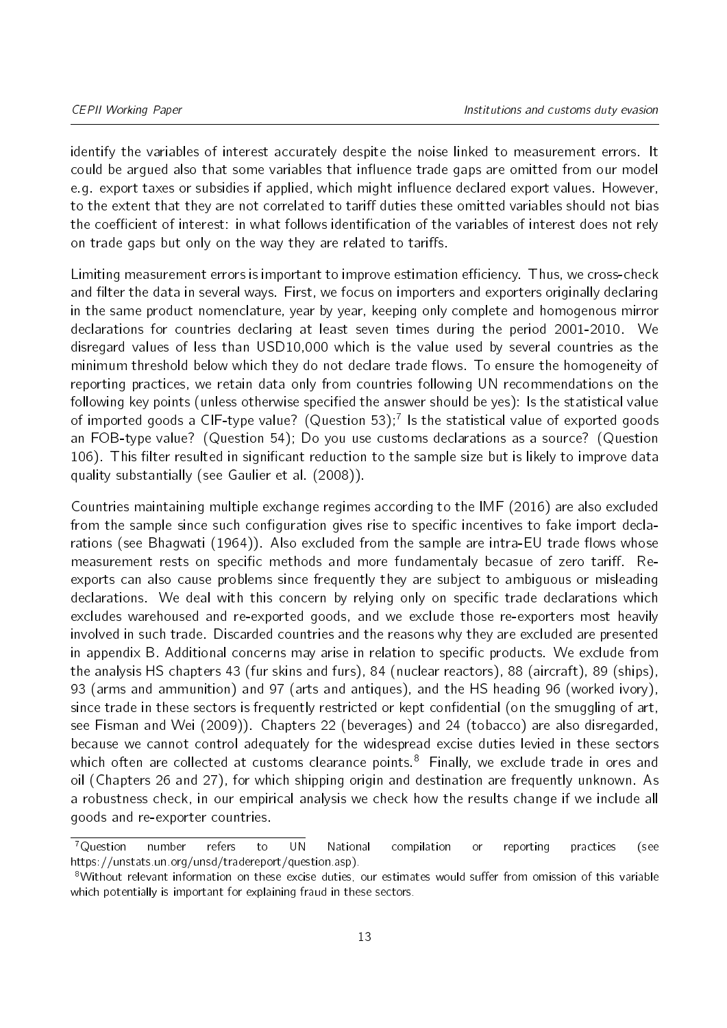identify the variables of interest accurately despite the noise linked to measurement errors. It could be argued also that some variables that influence trade gaps are omitted from our model e.g. export taxes or subsidies if applied, which might influence declared export values. However, to the extent that they are not correlated to tariff duties these omitted variables should not bias the coefficient of interest: in what follows identification of the variables of interest does not rely on trade gaps but only on the way they are related to tariffs.

Limiting measurement errors is important to improve estimation efficiency. Thus, we cross-check and filter the data in several ways. First, we focus on importers and exporters originally declaring in the same product nomenclature, year by year, keeping only complete and homogenous mirror declarations for countries declaring at least seven times during the period 2001-2010. We disregard values of less than USD10,000 which is the value used by several countries as the minimum threshold below which they do not declare trade flows. To ensure the homogeneity of reporting practices, we retain data only from countries following UN recommendations on the following key points (unless otherwise specified the answer should be yes): Is the statistical value of imported goods a CIF-type value? (Question 53);[7] Is the statistical value of exported goods an FOB-type value? (Question 54); Do you use customs declarations as a source? (Question 106). This filter resulted in significant reduction to the sample size but is likely to improve data quality substantially (see Gaulier et al. (2008)).

Countries maintaining multiple exchange regimes according to the IMF (2016) are also excluded from the sample since such configuration gives rise to specific incentives to fake import declarations (see Bhagwati (1964)). Also excluded from the sample are intra-EU trade flows whose measurement rests on specific methods and more fundamentaly becasue of zero tariff. Re-exports can also cause problems since frequently they are subject to ambiguous or misleading declarations. We deal with this concern by relying only on specific trade declarations which excludes warehoused and re-exported goods, and we exclude those re-exporters most heavily involved in such trade. Discarded countries and the reasons why they are excluded are presented in appendix B. Additional concerns may arise in relation to specific products. We exclude from the analysis HS chapters 43 (fur skins and furs), 84 (nuclear reactors), 88 (aircraft), 89 (ships), 93 (arms and ammunition) and 97 (arts and antiques), and the HS heading 96 (worked ivory), since trade in these sectors is frequently restricted or kept confidential (on the smuggling of art, see Fisman and Wei (2009)). Chapters 22 (beverages) and 24 (tobacco) are also disregarded, because we cannot control adequately for the widespread excise duties levied in these sectors which often are collected at customs clearance points.[8] Finally, we exclude trade in ores and oil (Chapters 26 and 27), for which shipping origin and destination are frequently unknown. As a robustness check, in our empirical analysis we check how the results change if we include all goods and re-exporter countries.

[7] Question number refers to UN National compilation or reporting practices (see https://unstats.un.org/unsd/tradereport/question.asp).

[8] Without relevant information on these excise duties, our estimates would suffer from omission of this variable which potentially is important for explaining fraud in these sectors.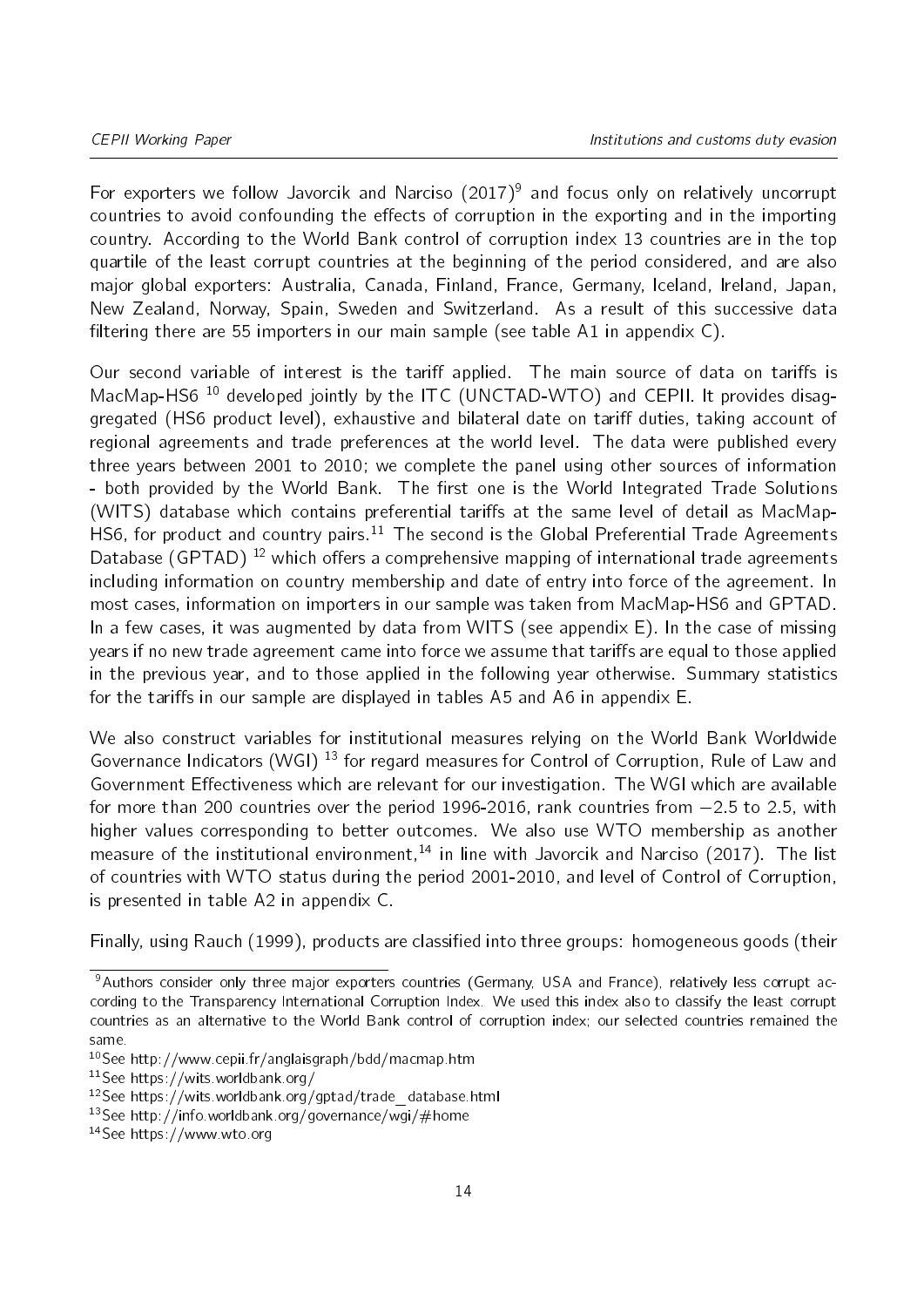For exporters we follow Javorcik and Narciso (2017)[9] and focus only on relatively uncorrupt countries to avoid confounding the effects of corruption in the exporting and in the importing country. According to the World Bank control of corruption index 13 countries are in the top quartile of the least corrupt countries at the beginning of the period considered, and are also major global exporters: Australia, Canada, Finland, France, Germany, Iceland, Ireland, Japan, New Zealand, Norway, Spain, Sweden and Switzerland. As a result of this successive data filtering there are 55 importers in our main sample (see table A1 in appendix C).

Our second variable of interest is the tariff applied. The main source of data on tariffs is MacMap-HS6 [10] developed jointly by the ITC (UNCTAD-WTO) and CEPII. It provides disaggregated (HS6 product level), exhaustive and bilateral date on tariff duties, taking account of regional agreements and trade preferences at the world level. The data were published every three years between 2001 to 2010; we complete the panel using other sources of information - both provided by the World Bank. The first one is the World Integrated Trade Solutions (WITS) database which contains preferential tariffs at the same level of detail as MacMap-HS6, for product and country pairs.[11] The second is the Global Preferential Trade Agreements Database (GPTAD) [12] which offers a comprehensive mapping of international trade agreements including information on country membership and date of entry into force of the agreement. In most cases, information on importers in our sample was taken from MacMap-HS6 and GPTAD. In a few cases, it was augmented by data from WITS (see appendix E). In the case of missing years if no new trade agreement came into force we assume that tariffs are equal to those applied in the previous year, and to those applied in the following year otherwise. Summary statistics for the tariffs in our sample are displayed in tables A5 and A6 in appendix E.

We also construct variables for institutional measures relying on the World Bank Worldwide Governance Indicators (WGI) [13] for regard measures for Control of Corruption, Rule of Law and Government Effectiveness which are relevant for our investigation. The WGI which are available for more than 200 countries over the period 1996-2016, rank countries from $-2.5$ to 2.5, with higher values corresponding to better outcomes. We also use WTO membership as another measure of the institutional environment,[14] in line with Javorcik and Narciso (2017). The list of countries with WTO status during the period 2001-2010, and level of Control of Corruption, is presented in table A2 in appendix C.

Finally, using Rauch (1999), products are classified into three groups: homogeneous goods (their

---

[9] Authors consider only three major exporters countries (Germany, USA and France), relatively less corrupt according to the Transparency International Corruption Index. We used this index also to classify the least corrupt countries as an alternative to the World Bank control of corruption index; our selected countries remained the same.

[10] See http://www.cepii.fr/anglaisgraph/bdd/macmap.htm

[11] See https://wits.worldbank.org/

[12] See https://wits.worldbank.org/gptad/trade_database.html

[13] See http://info.worldbank.org/governance/wgi/#home

[14] See https://www.wto.org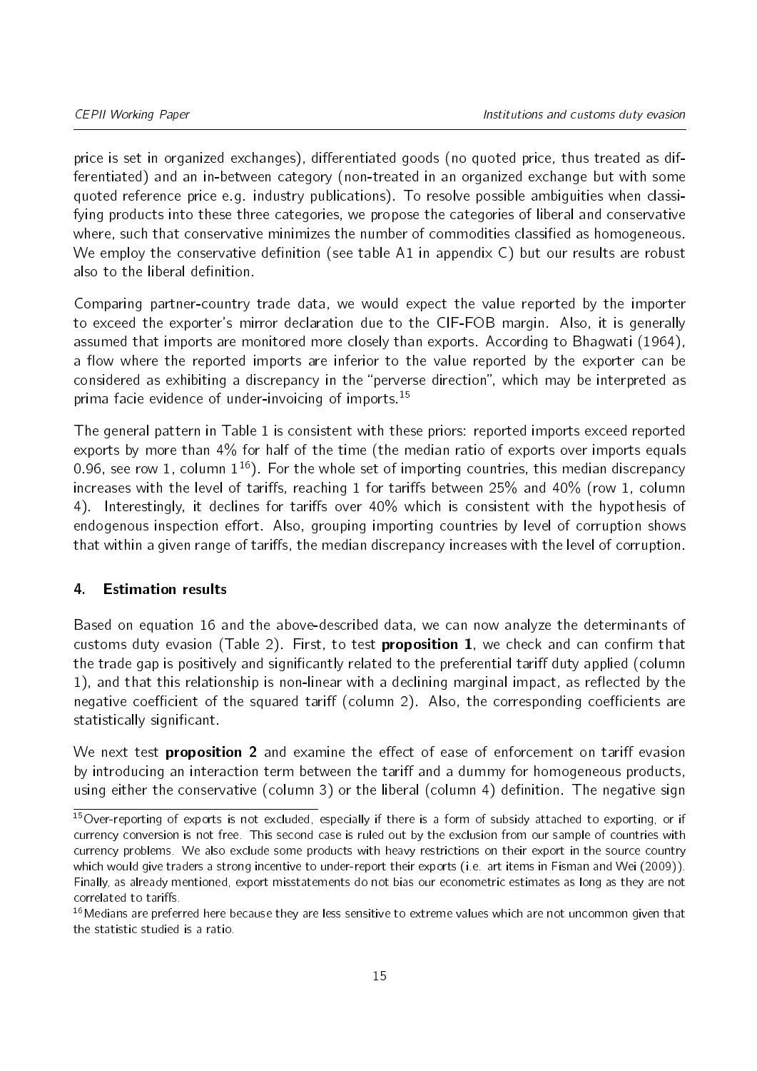price is set in organized exchanges), differentiated goods (no quoted price, thus treated as differentiated) and an in-between category (non-treated in an organized exchange but with some quoted reference price e.g. industry publications). To resolve possible ambiguities when classifying products into these three categories, we propose the categories of liberal and conservative where, such that conservative minimizes the number of commodities classified as homogeneous. We employ the conservative definition (see table A1 in appendix C) but our results are robust also to the liberal definition.

Comparing partner-country trade data, we would expect the value reported by the importer to exceed the exporter's mirror declaration due to the CIF-FOB margin. Also, it is generally assumed that imports are monitored more closely than exports. According to Bhagwati (1964), a flow where the reported imports are inferior to the value reported by the exporter can be considered as exhibiting a discrepancy in the "perverse direction", which may be interpreted as prima facie evidence of under-invoicing of imports.[15]

The general pattern in Table 1 is consistent with these priors: reported imports exceed reported exports by more than 4% for half of the time (the median ratio of exports over imports equals 0.96, see row 1, column 1[16]). For the whole set of importing countries, this median discrepancy increases with the level of tariffs, reaching 1 for tariffs between 25% and 40% (row 1, column 4). Interestingly, it declines for tariffs over 40% which is consistent with the hypothesis of endogenous inspection effort. Also, grouping importing countries by level of corruption shows that within a given range of tariffs, the median discrepancy increases with the level of corruption.

## 4. Estimation results

Based on equation 16 and the above-described data, we can now analyze the determinants of customs duty evasion (Table 2). First, to test **proposition 1**, we check and can confirm that the trade gap is positively and significantly related to the preferential tariff duty applied (column 1), and that this relationship is non-linear with a declining marginal impact, as reflected by the negative coefficient of the squared tariff (column 2). Also, the corresponding coefficients are statistically significant.

We next test **proposition 2** and examine the effect of ease of enforcement on tariff evasion by introducing an interaction term between the tariff and a dummy for homogeneous products, using either the conservative (column 3) or the liberal (column 4) definition. The negative sign

---

[15] Over-reporting of exports is not excluded, especially if there is a form of subsidy attached to exporting, or if currency conversion is not free. This second case is ruled out by the exclusion from our sample of countries with currency problems. We also exclude some products with heavy restrictions on their export in the source country which would give traders a strong incentive to under-report their exports (i.e. art items in Fisman and Wei (2009)). Finally, as already mentioned, export misstatements do not bias our econometric estimates as long as they are not correlated to tariffs.

[16] Medians are preferred here because they are less sensitive to extreme values which are not uncommon given that the statistic studied is a ratio.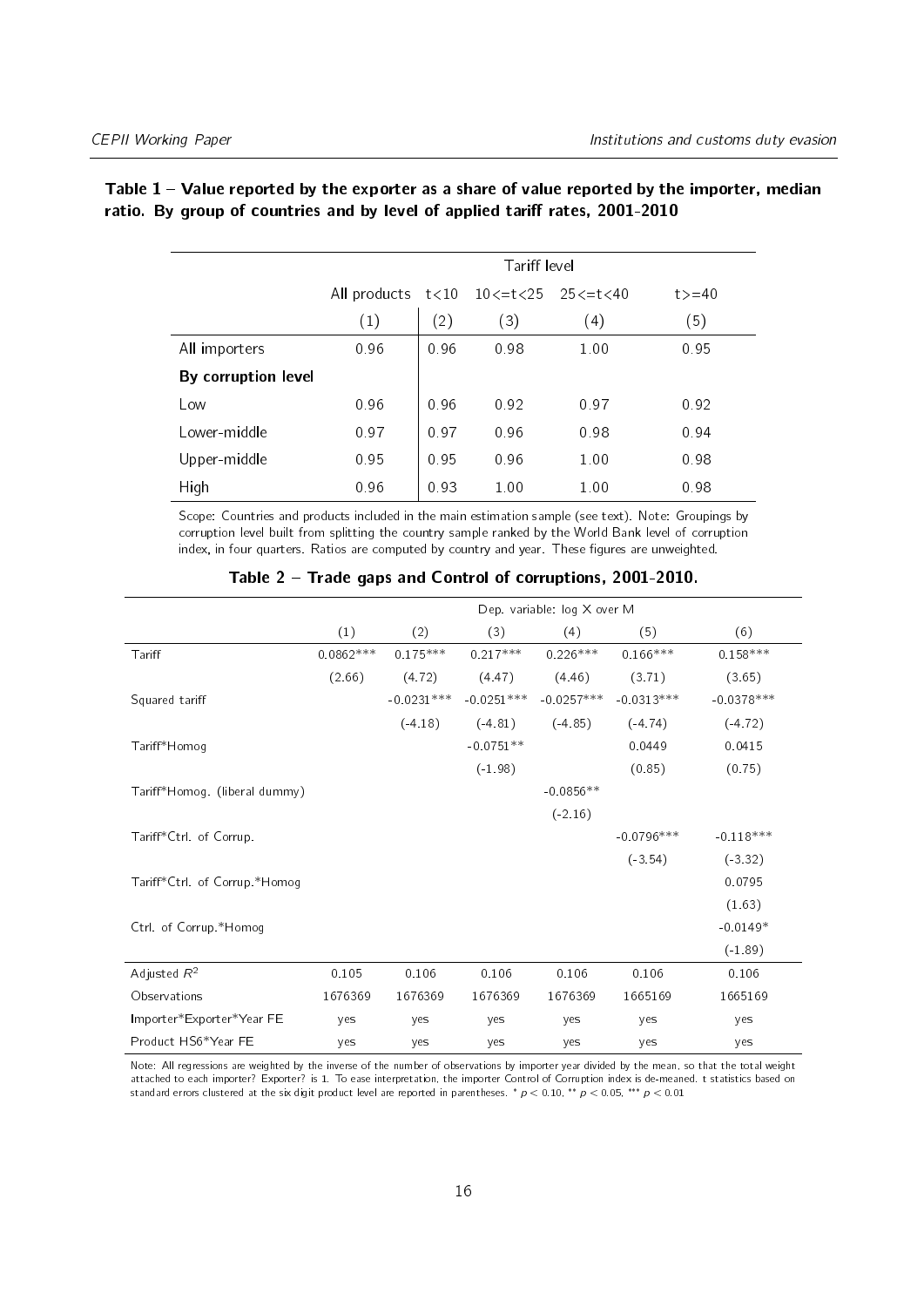**Table 1 – Value reported by the exporter as a share of value reported by the importer, median ratio. By group of countries and by level of applied tariff rates, 2001-2010**

| | | Tariff level | | | |
|---|---|---|---|---|---|
| | All products | t<10 | 10<=t<25 | 25<=t<40 | t>=40 |
| | (1) | (2) | (3) | (4) | (5) |
| All importers | 0.96 | 0.96 | 0.98 | 1.00 | 0.95 |
| **By corruption level** | | | | | |
| Low | 0.96 | 0.96 | 0.92 | 0.97 | 0.92 |
| Lower-middle | 0.97 | 0.97 | 0.96 | 0.98 | 0.94 |
| Upper-middle | 0.95 | 0.95 | 0.96 | 1.00 | 0.98 |
| High | 0.96 | 0.93 | 1.00 | 1.00 | 0.98 |

Scope: Countries and products included in the main estimation sample (see text). Note: Groupings by corruption level built from splitting the country sample ranked by the World Bank level of corruption index, in four quarters. Ratios are computed by country and year. These figures are unweighted.

**Table 2 – Trade gaps and Control of corruptions, 2001-2010.**

| | Dep. variable: log X over M | | | | | |
|---|---|---|---|---|---|---|
| | (1) | (2) | (3) | (4) | (5) | (6) |
| Tariff | 0.0862*** | 0.175*** | 0.217*** | 0.226*** | 0.166*** | 0.158*** |
| | (2.66) | (4.72) | (4.47) | (4.46) | (3.71) | (3.65) |
| Squared tariff | | -0.0231*** | -0.0251*** | -0.0257*** | -0.0313*** | -0.0378*** |
| | | (-4.18) | (-4.81) | (-4.85) | (-4.74) | (-4.72) |
| Tariff*Homog | | | -0.0751** | | 0.0449 | 0.0415 |
| | | | (-1.98) | | (0.85) | (0.75) |
| Tariff*Homog. (liberal dummy) | | | | -0.0856** | | |
| | | | | (-2.16) | | |
| Tariff*Ctrl. of Corrup. | | | | | -0.0796*** | -0.118*** |
| | | | | | (-3.54) | (-3.32) |
| Tariff*Ctrl. of Corrup.*Homog | | | | | | 0.0795 |
| | | | | | | (1.63) |
| Ctrl. of Corrup.*Homog | | | | | | -0.0149* |
| | | | | | | (-1.89) |
| Adjusted $R^2$ | 0.105 | 0.106 | 0.106 | 0.106 | 0.106 | 0.106 |
| Observations | 1676369 | 1676369 | 1676369 | 1676369 | 1665169 | 1665169 |
| Importer*Exporter*Year FE | yes | yes | yes | yes | yes | yes |
| Product HS6*Year FE | yes | yes | yes | yes | yes | yes |

Note: All regressions are weighted by the inverse of the number of observations by importer year divided by the mean, so that the total weight attached to each importer? Exporter? is 1. To ease interpretation, the importer Control of Corruption index is de-meaned. t statistics based on standard errors clustered at the six digit product level are reported in parentheses. * $p < 0.10$, ** $p < 0.05$, *** $p < 0.01$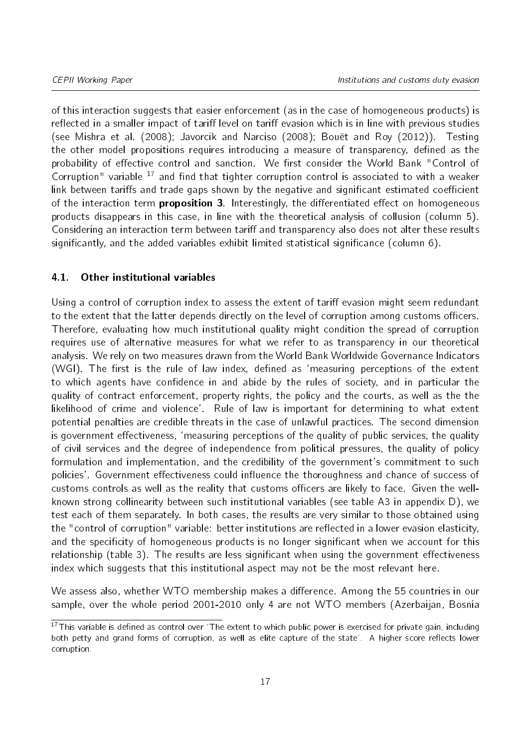of this interaction suggests that easier enforcement (as in the case of homogeneous products) is reflected in a smaller impact of tariff level on tariff evasion which is in line with previous studies (see Mishra et al. (2008); Javorcik and Narciso (2008); Bouët and Roy (2012)). Testing the other model propositions requires introducing a measure of transparency, defined as the probability of effective control and sanction. We first consider the World Bank "Control of Corruption" variable [17] and find that tighter corruption control is associated to with a weaker link between tariffs and trade gaps shown by the negative and significant estimated coefficient of the interaction term **proposition 3**. Interestingly, the differentiated effect on homogeneous products disappears in this case, in line with the theoretical analysis of collusion (column 5). Considering an interaction term between tariff and transparency also does not alter these results significantly, and the added variables exhibit limited statistical significance (column 6).

### 4.1. Other institutional variables

Using a control of corruption index to assess the extent of tariff evasion might seem redundant to the extent that the latter depends directly on the level of corruption among customs officers. Therefore, evaluating how much institutional quality might condition the spread of corruption requires use of alternative measures for what we refer to as transparency in our theoretical analysis. We rely on two measures drawn from the World Bank Worldwide Governance Indicators (WGI). The first is the rule of law index, defined as 'measuring perceptions of the extent to which agents have confidence in and abide by the rules of society, and in particular the quality of contract enforcement, property rights, the policy and the courts, as well as the the likelihood of crime and violence'. Rule of law is important for determining to what extent potential penalties are credible threats in the case of unlawful practices. The second dimension is government effectiveness, 'measuring perceptions of the quality of public services, the quality of civil services and the degree of independence from political pressures, the quality of policy formulation and implementation, and the credibility of the government's commitment to such policies'. Government effectiveness could influence the thoroughness and chance of success of customs controls as well as the reality that customs officers are likely to face. Given the well-known strong collinearity between such institutional variables (see table A3 in appendix D), we test each of them separately. In both cases, the results are very similar to those obtained using the "control of corruption" variable: better institutions are reflected in a lower evasion elasticity, and the specificity of homogeneous products is no longer significant when we account for this relationship (table 3). The results are less significant when using the government effectiveness index which suggests that this institutional aspect may not be the most relevant here.

We assess also, whether WTO membership makes a difference. Among the 55 countries in our sample, over the whole period 2001-2010 only 4 are not WTO members (Azerbaijan, Bosnia

[17] This variable is defined as control over 'The extent to which public power is exercised for private gain, including both petty and grand forms of corruption, as well as elite capture of the state'. A higher score reflects lower corruption.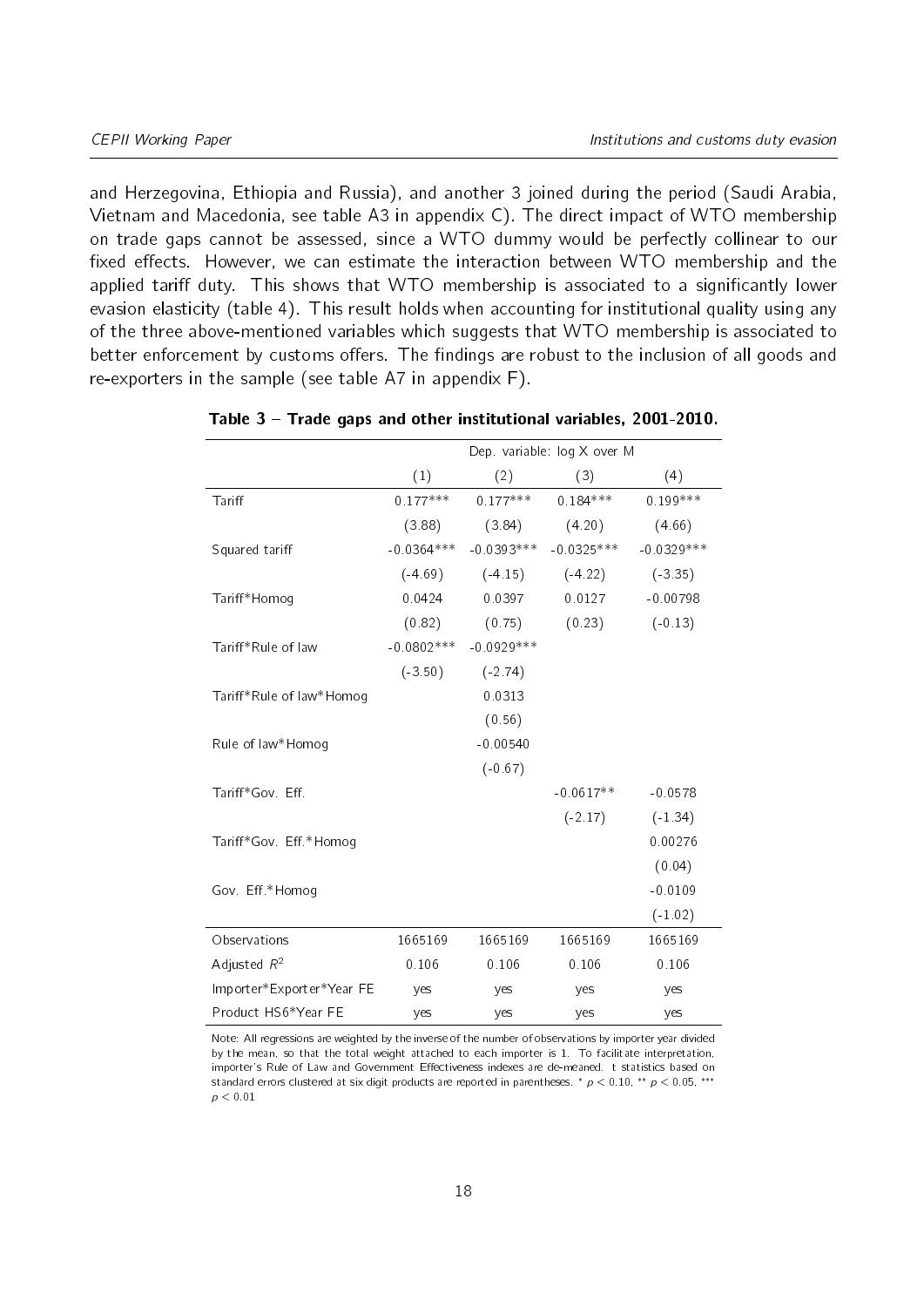and Herzegovina, Ethiopia and Russia), and another 3 joined during the period (Saudi Arabia, Vietnam and Macedonia, see table A3 in appendix C). The direct impact of WTO membership on trade gaps cannot be assessed, since a WTO dummy would be perfectly collinear to our fixed effects. However, we can estimate the interaction between WTO membership and the applied tariff duty. This shows that WTO membership is associated to a significantly lower evasion elasticity (table 4). This result holds when accounting for institutional quality using any of the three above-mentioned variables which suggests that WTO membership is associated to better enforcement by customs offers. The findings are robust to the inclusion of all goods and re-exporters in the sample (see table A7 in appendix F).

**Table 3 – Trade gaps and other institutional variables, 2001-2010.**

| | Dep. variable: log X over M | | | |
|---|---|---|---|---|
| | (1) | (2) | (3) | (4) |
| Tariff | 0.177*** | 0.177*** | 0.184*** | 0.199*** |
| | (3.88) | (3.84) | (4.20) | (4.66) |
| Squared tariff | -0.0364*** | -0.0393*** | -0.0325*** | -0.0329*** |
| | (-4.69) | (-4.15) | (-4.22) | (-3.35) |
| Tariff*Homog | 0.0424 | 0.0397 | 0.0127 | -0.00798 |
| | (0.82) | (0.75) | (0.23) | (-0.13) |
| Tariff*Rule of law | -0.0802*** | -0.0929*** | | |
| | (-3.50) | (-2.74) | | |
| Tariff*Rule of law*Homog | | 0.0313 | | |
| | | (0.56) | | |
| Rule of law*Homog | | -0.00540 | | |
| | | (-0.67) | | |
| Tariff*Gov. Eff. | | | -0.0617** | -0.0578 |
| | | | (-2.17) | (-1.34) |
| Tariff*Gov. Eff.*Homog | | | | 0.00276 |
| | | | | (0.04) |
| Gov. Eff.*Homog | | | | -0.0109 |
| | | | | (-1.02) |
| Observations | 1665169 | 1665169 | 1665169 | 1665169 |
| Adjusted $R^2$ | 0.106 | 0.106 | 0.106 | 0.106 |
| Importer*Exporter*Year FE | yes | yes | yes | yes |
| Product HS6*Year FE | yes | yes | yes | yes |

Note: All regressions are weighted by the inverse of the number of observations by importer year divided by the mean, so that the total weight attached to each importer is 1. To facilitate interpretation, importer's Rule of Law and Government Effectiveness indexes are de-meaned. t statistics based on standard errors clustered at six digit products are reported in parentheses. * $p < 0.10$, ** $p < 0.05$, *** $p < 0.01$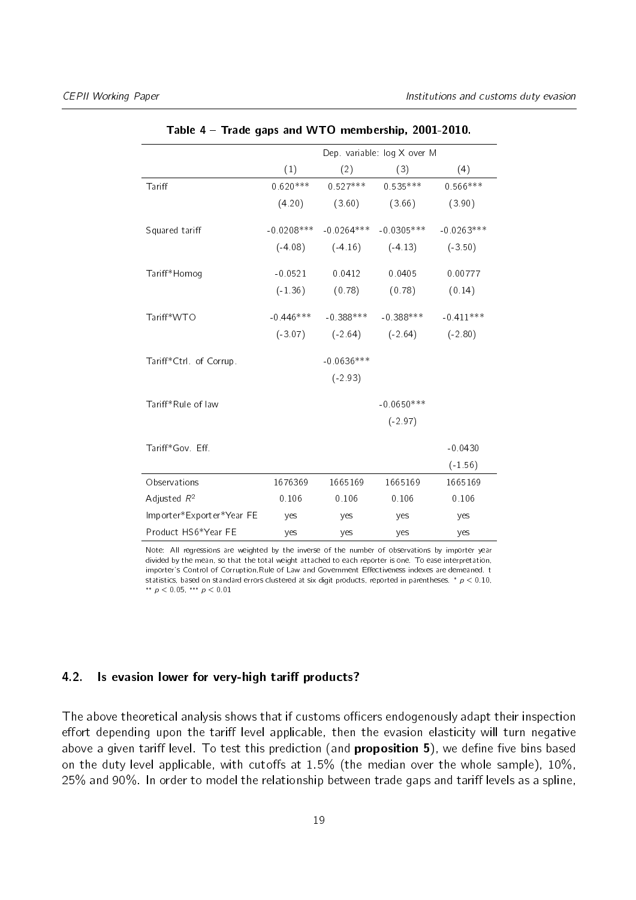**Table 4 – Trade gaps and WTO membership, 2001-2010.**

| | Dep. variable: log X over M | | | |
|---|---|---|---|---|
| | (1) | (2) | (3) | (4) |
| Tariff | 0.620*** | 0.527*** | 0.535*** | 0.566*** |
| | (4.20) | (3.60) | (3.66) | (3.90) |
| Squared tariff | -0.0208*** | -0.0264*** | -0.0305*** | -0.0263*** |
| | (-4.08) | (-4.16) | (-4.13) | (-3.50) |
| Tariff*Homog | -0.0521 | 0.0412 | 0.0405 | 0.00777 |
| | (-1.36) | (0.78) | (0.78) | (0.14) |
| Tariff*WTO | -0.446*** | -0.388*** | -0.388*** | -0.411*** |
| | (-3.07) | (-2.64) | (-2.64) | (-2.80) |
| Tariff*Ctrl. of Corrup. | | -0.0636*** | | |
| | | (-2.93) | | |
| Tariff*Rule of law | | | -0.0650*** | |
| | | | (-2.97) | |
| Tariff*Gov. Eff. | | | | -0.0430 |
| | | | | (-1.56) |
| Observations | 1676369 | 1665169 | 1665169 | 1665169 |
| Adjusted $R^2$ | 0.106 | 0.106 | 0.106 | 0.106 |
| Importer*Exporter*Year FE | yes | yes | yes | yes |
| Product HS6*Year FE | yes | yes | yes | yes |

Note: All regressions are weighted by the inverse of the number of observations by importer year divided by the mean, so that the total weight attached to each reporter is one. To ease interpretation, importer's Control of Corruption,Rule of Law and Government Effectiveness indexes are demeaned. t statistics, based on standard errors clustered at six digit products, reported in parentheses. * $p < 0.10$, ** $p < 0.05$, *** $p < 0.01$

### 4.2. Is evasion lower for very-high tariff products?

The above theoretical analysis shows that if customs officers endogenously adapt their inspection effort depending upon the tariff level applicable, then the evasion elasticity will turn negative above a given tariff level. To test this prediction (and **proposition 5**), we define five bins based on the duty level applicable, with cutoffs at 1.5% (the median over the whole sample), 10%, 25% and 90%. In order to model the relationship between trade gaps and tariff levels as a spline,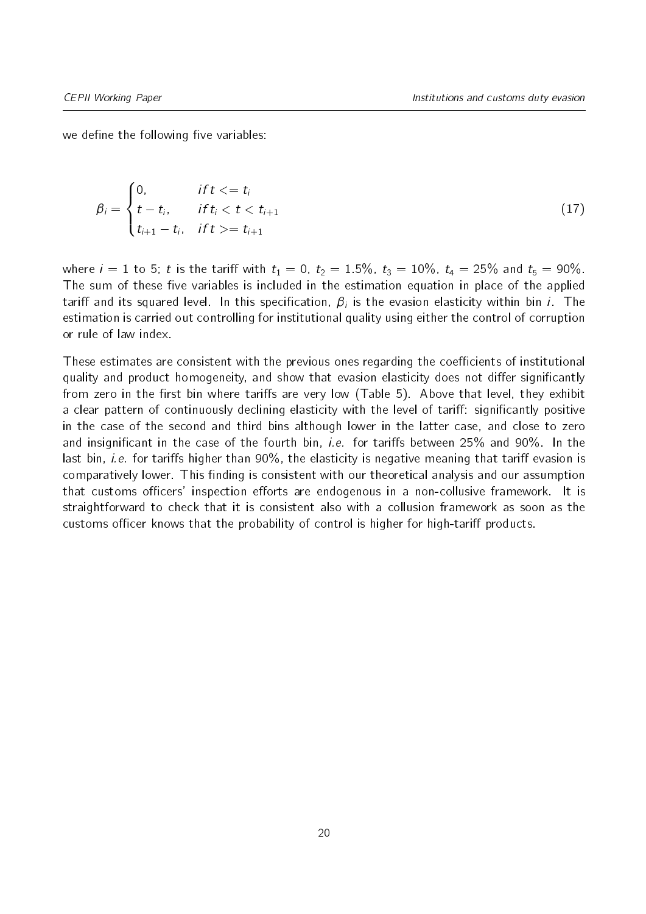we define the following five variables:

$$\beta_i = \begin{cases} 0, & if\, t <= t_i \\ t - t_i, & if\, t_i < t < t_{i+1} \\ t_{i+1} - t_i, & if\, t >= t_{i+1} \end{cases} \tag{17}$$

where $i = 1$ to 5; $t$ is the tariff with $t_1 = 0$, $t_2 = 1.5\%$, $t_3 = 10\%$, $t_4 = 25\%$ and $t_5 = 90\%$. The sum of these five variables is included in the estimation equation in place of the applied tariff and its squared level. In this specification, $\beta_i$ is the evasion elasticity within bin $i$. The estimation is carried out controlling for institutional quality using either the control of corruption or rule of law index.

These estimates are consistent with the previous ones regarding the coefficients of institutional quality and product homogeneity, and show that evasion elasticity does not differ significantly from zero in the first bin where tariffs are very low (Table 5). Above that level, they exhibit a clear pattern of continuously declining elasticity with the level of tariff: significantly positive in the case of the second and third bins although lower in the latter case, and close to zero and insignificant in the case of the fourth bin, *i.e.* for tariffs between 25% and 90%. In the last bin, *i.e.* for tariffs higher than 90%, the elasticity is negative meaning that tariff evasion is comparatively lower. This finding is consistent with our theoretical analysis and our assumption that customs officers' inspection efforts are endogenous in a non-collusive framework. It is straightforward to check that it is consistent also with a collusion framework as soon as the customs officer knows that the probability of control is higher for high-tariff products.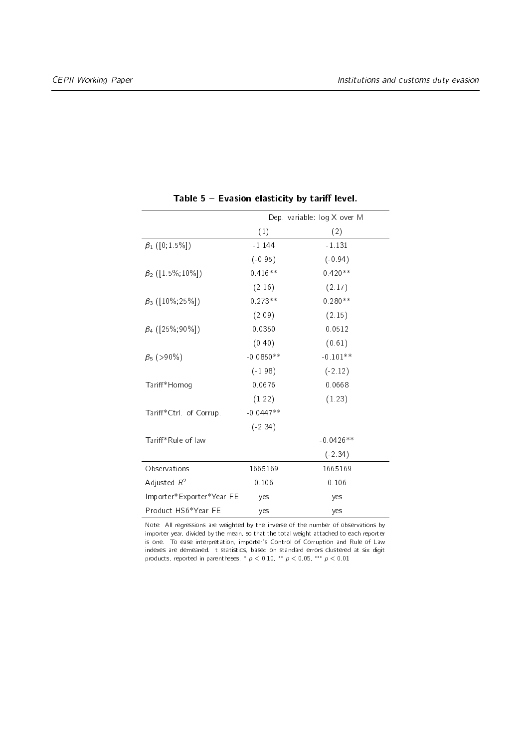**Table 5 – Evasion elasticity by tariff level.**

| | Dep. variable: log X over M | |
|---|---|---|
| | (1) | (2) |
| $\beta_1$ ([0;1.5%]) | -1.144 | -1.131 |
| | (-0.95) | (-0.94) |
| $\beta_2$ ([1.5%;10%]) | 0.416** | 0.420** |
| | (2.16) | (2.17) |
| $\beta_3$ ([10%;25%]) | 0.273** | 0.280** |
| | (2.09) | (2.15) |
| $\beta_4$ ([25%;90%]) | 0.0350 | 0.0512 |
| | (0.40) | (0.61) |
| $\beta_5$ (>90%) | -0.0850** | -0.101** |
| | (-1.98) | (-2.12) |
| Tariff*Homog | 0.0676 | 0.0668 |
| | (1.22) | (1.23) |
| Tariff*Ctrl. of Corrup. | -0.0447** | |
| | (-2.34) | |
| Tariff*Rule of law | | -0.0426** |
| | | (-2.34) |
| Observations | 1665169 | 1665169 |
| Adjusted $R^2$ | 0.106 | 0.106 |
| Importer*Exporter*Year FE | yes | yes |
| Product HS6*Year FE | yes | yes |

Note: All regressions are weighted by the inverse of the number of observations by importer year, divided by the mean, so that the total weight attached to each reporter is one. To ease interpretation, importer's Control of Corruption and Rule of Law indexes are demeaned. t statistics, based on standard errors clustered at six digit products, reported in parentheses. * $p < 0.10$, ** $p < 0.05$, *** $p < 0.01$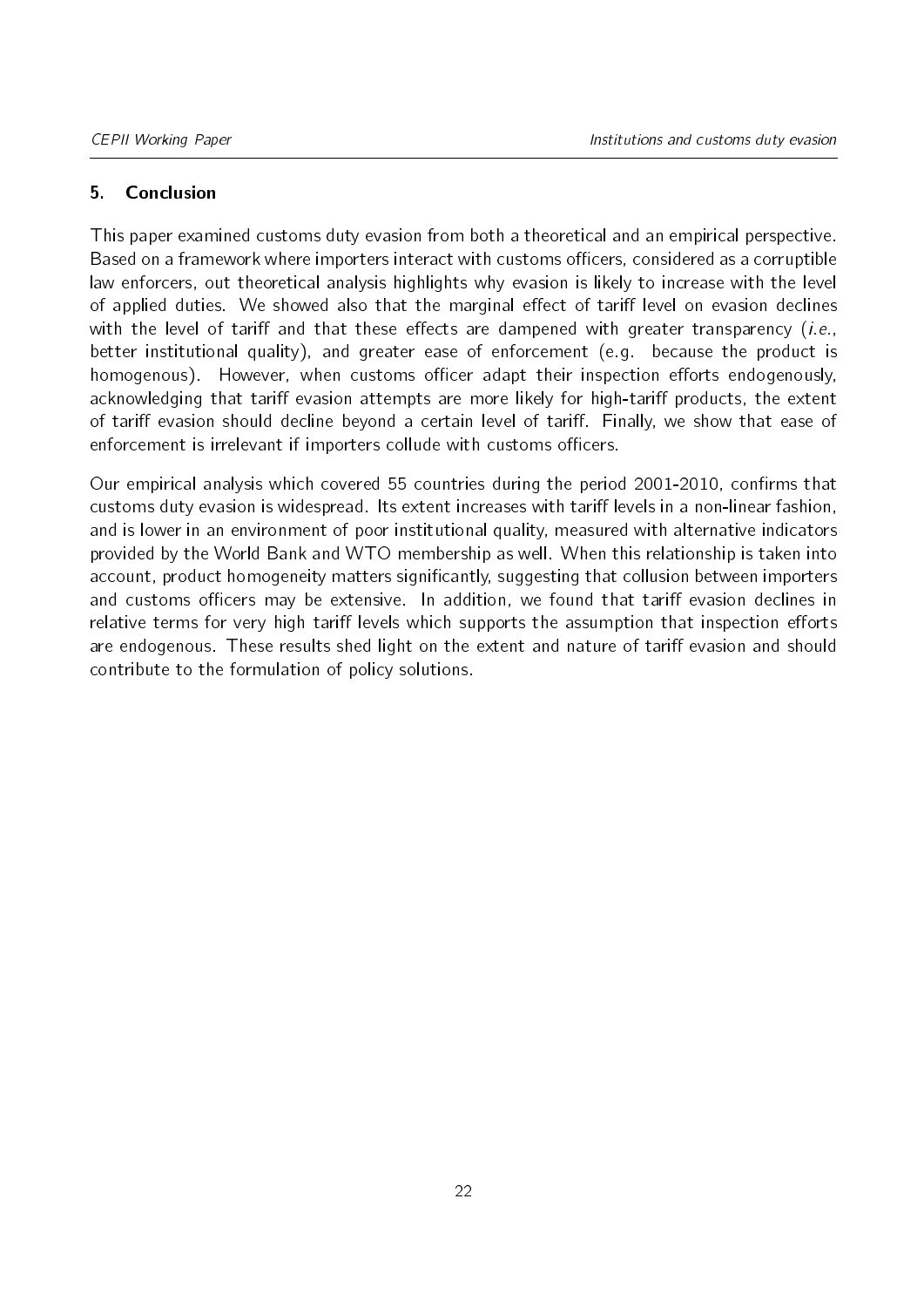## 5. Conclusion

This paper examined customs duty evasion from both a theoretical and an empirical perspective. Based on a framework where importers interact with customs officers, considered as a corruptible law enforcers, out theoretical analysis highlights why evasion is likely to increase with the level of applied duties. We showed also that the marginal effect of tariff level on evasion declines with the level of tariff and that these effects are dampened with greater transparency (*i.e.*, better institutional quality), and greater ease of enforcement (e.g. because the product is homogenous). However, when customs officer adapt their inspection efforts endogenously, acknowledging that tariff evasion attempts are more likely for high-tariff products, the extent of tariff evasion should decline beyond a certain level of tariff. Finally, we show that ease of enforcement is irrelevant if importers collude with customs officers.

Our empirical analysis which covered 55 countries during the period 2001-2010, confirms that customs duty evasion is widespread. Its extent increases with tariff levels in a non-linear fashion, and is lower in an environment of poor institutional quality, measured with alternative indicators provided by the World Bank and WTO membership as well. When this relationship is taken into account, product homogeneity matters significantly, suggesting that collusion between importers and customs officers may be extensive. In addition, we found that tariff evasion declines in relative terms for very high tariff levels which supports the assumption that inspection efforts are endogenous. These results shed light on the extent and nature of tariff evasion and should contribute to the formulation of policy solutions.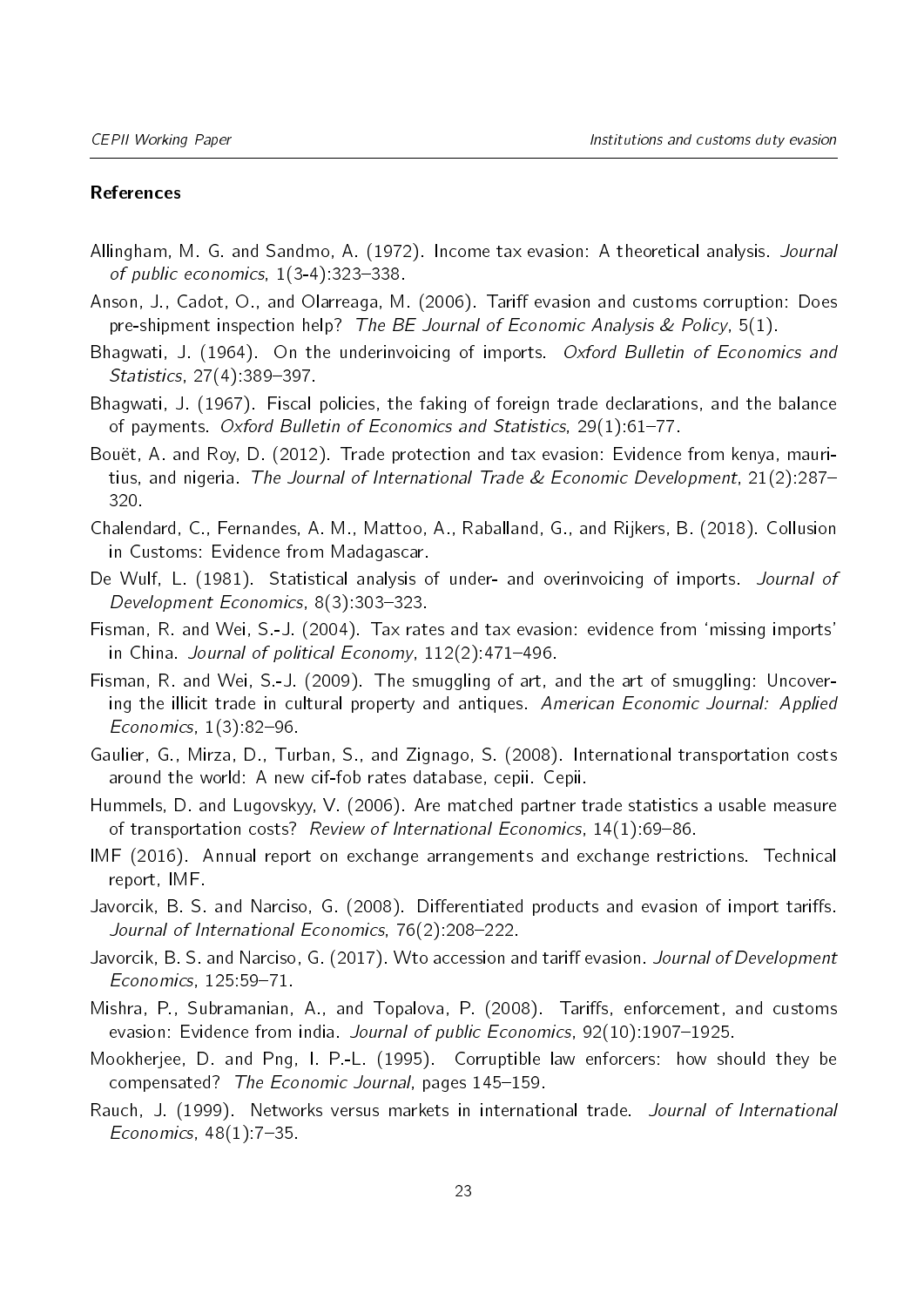## References

Allingham, M. G. and Sandmo, A. (1972). Income tax evasion: A theoretical analysis. *Journal of public economics*, 1(3-4):323–338.

Anson, J., Cadot, O., and Olarreaga, M. (2006). Tariff evasion and customs corruption: Does pre-shipment inspection help? *The BE Journal of Economic Analysis & Policy*, 5(1).

Bhagwati, J. (1964). On the underinvoicing of imports. *Oxford Bulletin of Economics and Statistics*, 27(4):389–397.

Bhagwati, J. (1967). Fiscal policies, the faking of foreign trade declarations, and the balance of payments. *Oxford Bulletin of Economics and Statistics*, 29(1):61–77.

Bouët, A. and Roy, D. (2012). Trade protection and tax evasion: Evidence from kenya, mauritius, and nigeria. *The Journal of International Trade & Economic Development*, 21(2):287–320.

Chalendard, C., Fernandes, A. M., Mattoo, A., Raballand, G., and Rijkers, B. (2018). Collusion in Customs: Evidence from Madagascar.

De Wulf, L. (1981). Statistical analysis of under- and overinvoicing of imports. *Journal of Development Economics*, 8(3):303–323.

Fisman, R. and Wei, S.-J. (2004). Tax rates and tax evasion: evidence from 'missing imports' in China. *Journal of political Economy*, 112(2):471–496.

Fisman, R. and Wei, S.-J. (2009). The smuggling of art, and the art of smuggling: Uncovering the illicit trade in cultural property and antiques. *American Economic Journal: Applied Economics*, 1(3):82–96.

Gaulier, G., Mirza, D., Turban, S., and Zignago, S. (2008). International transportation costs around the world: A new cif-fob rates database, cepii. Cepii.

Hummels, D. and Lugovskyy, V. (2006). Are matched partner trade statistics a usable measure of transportation costs? *Review of International Economics*, 14(1):69–86.

IMF (2016). Annual report on exchange arrangements and exchange restrictions. Technical report, IMF.

Javorcik, B. S. and Narciso, G. (2008). Differentiated products and evasion of import tariffs. *Journal of International Economics*, 76(2):208–222.

Javorcik, B. S. and Narciso, G. (2017). Wto accession and tariff evasion. *Journal of Development Economics*, 125:59–71.

Mishra, P., Subramanian, A., and Topalova, P. (2008). Tariffs, enforcement, and customs evasion: Evidence from india. *Journal of public Economics*, 92(10):1907–1925.

Mookherjee, D. and Png, I. P.-L. (1995). Corruptible law enforcers: how should they be compensated? *The Economic Journal*, pages 145–159.

Rauch, J. (1999). Networks versus markets in international trade. *Journal of International Economics*, 48(1):7–35.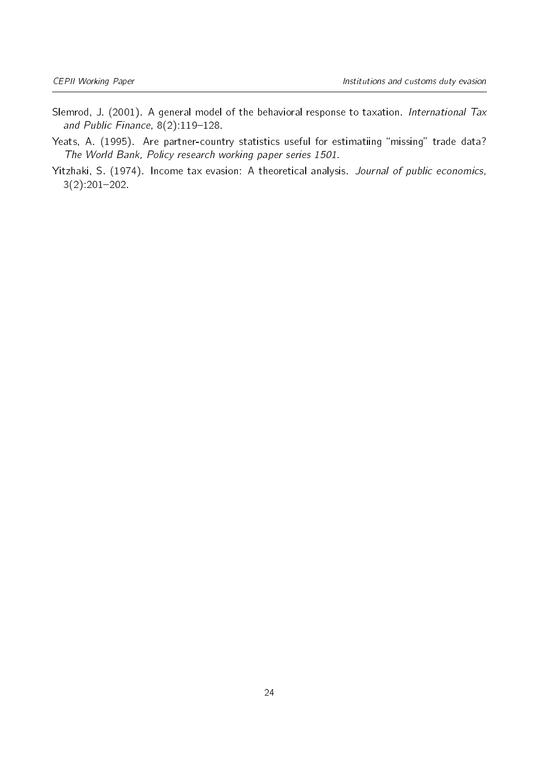Slemrod, J. (2001). A general model of the behavioral response to taxation. *International Tax and Public Finance*, 8(2):119–128.

Yeats, A. (1995). Are partner-country statistics useful for estimatiing "missing" trade data? *The World Bank, Policy research working paper series 1501*.

Yitzhaki, S. (1974). Income tax evasion: A theoretical analysis. *Journal of public economics*, 3(2):201–202.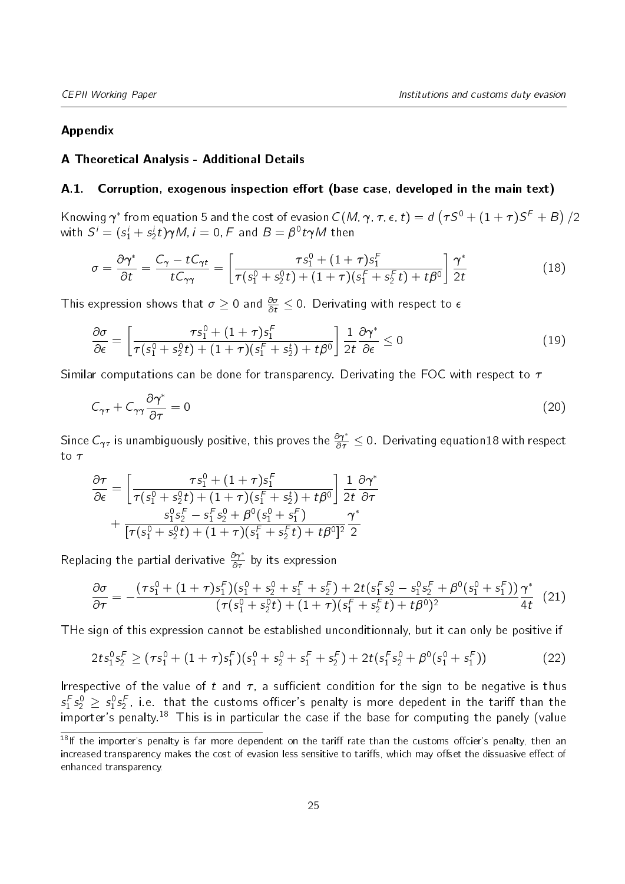## Appendix

### A Theoretical Analysis - Additional Details

### A.1. Corruption, exogenous inspection effort (base case, developed in the main text)

Knowing $\gamma^*$ from equation 5 and the cost of evasion $C(M, \gamma, \tau, \epsilon, t) = d\left(\tau S^0 + (1+\tau)S^F + B\right)/2$ with $S^i = (s_1^i + s_2^i t)\gamma M, i = 0, F$ and $B = \beta^0 t \gamma M$ then

$$\sigma = \frac{\partial \gamma^*}{\partial t} = \frac{C_\gamma - tC_{\gamma t}}{tC_{\gamma\gamma}} = \left[\frac{\tau s_1^0 + (1+\tau)s_1^F}{\tau(s_1^0 + s_2^0 t) + (1+\tau)(s_1^F + s_2^F t) + t\beta^0}\right]\frac{\gamma^*}{2t} \tag{18}$$

This expression shows that $\sigma \geq 0$ and $\frac{\partial \sigma}{\partial t} \leq 0$. Derivating with respect to $\epsilon$

$$\frac{\partial \sigma}{\partial \epsilon} = \left[\frac{\tau s_1^0 + (1+\tau)s_1^F}{\tau(s_1^0 + s_2^0 t) + (1+\tau)(s_1^F + s_2^t) + t\beta^0}\right]\frac{1}{2t}\frac{\partial \gamma^*}{\partial \epsilon} \leq 0 \tag{19}$$

Similar computations can be done for transparency. Derivating the FOC with respect to $\tau$

$$C_{\gamma\tau} + C_{\gamma\gamma}\frac{\partial \gamma^*}{\partial \tau} = 0 \tag{20}$$

Since $C_{\gamma\tau}$ is unambiguously positive, this proves the $\frac{\partial \gamma^*}{\partial \tau} \leq 0$. Derivating equation18 with respect to $\tau$

$$\begin{aligned}
\frac{\partial \tau}{\partial \epsilon} = &\left[\frac{\tau s_1^0 + (1+\tau)s_1^F}{\tau(s_1^0 + s_2^0 t) + (1+\tau)(s_1^F + s_2^t) + t\beta^0}\right]\frac{1}{2t}\frac{\partial \gamma^*}{\partial \tau} \\
&+ \frac{s_1^0 s_2^F - s_1^F s_2^0 + \beta^0(s_1^0 + s_1^F)}{[\tau(s_1^0 + s_2^0 t) + (1+\tau)(s_1^F + s_2^F t) + t\beta^0]^2}\frac{\gamma^*}{2}
\end{aligned}$$

Replacing the partial derivative $\frac{\partial \gamma^*}{\partial \tau}$ by its expression

$$\frac{\partial \sigma}{\partial \tau} = -\frac{(\tau s_1^0 + (1+\tau)s_1^F)(s_1^0 + s_2^0 + s_1^F + s_2^F) + 2t(s_1^F s_2^0 - s_1^0 s_2^F + \beta^0(s_1^0 + s_1^F))}{(\tau(s_1^0 + s_2^0 t) + (1+\tau)(s_1^F + s_2^F t) + t\beta^0)^2}\frac{\gamma^*}{4t} \tag{21}$$

THe sign of this expression cannot be established unconditionnaly, but it can only be positive if

$$2ts_1^0 s_2^F \geq (\tau s_1^0 + (1+\tau)s_1^F)(s_1^0 + s_2^0 + s_1^F + s_2^F) + 2t(s_1^F s_2^0 + \beta^0(s_1^0 + s_1^F)) \tag{22}$$

Irrespective of the value of $t$ and $\tau$, a sufficient condition for the sign to be negative is thus $s_1^F s_2^0 \geq s_1^0 s_2^F$, i.e. that the customs officer's penalty is more depedent in the tariff than the importer's penalty.[18] This is in particular the case if the base for computing the panely (value

[18] If the importer's penalty is far more dependent on the tariff rate than the customs offcier's penalty, then an increased transparency makes the cost of evasion less sensitive to tariffs, which may offset the dissuasive effect of enhanced transparency.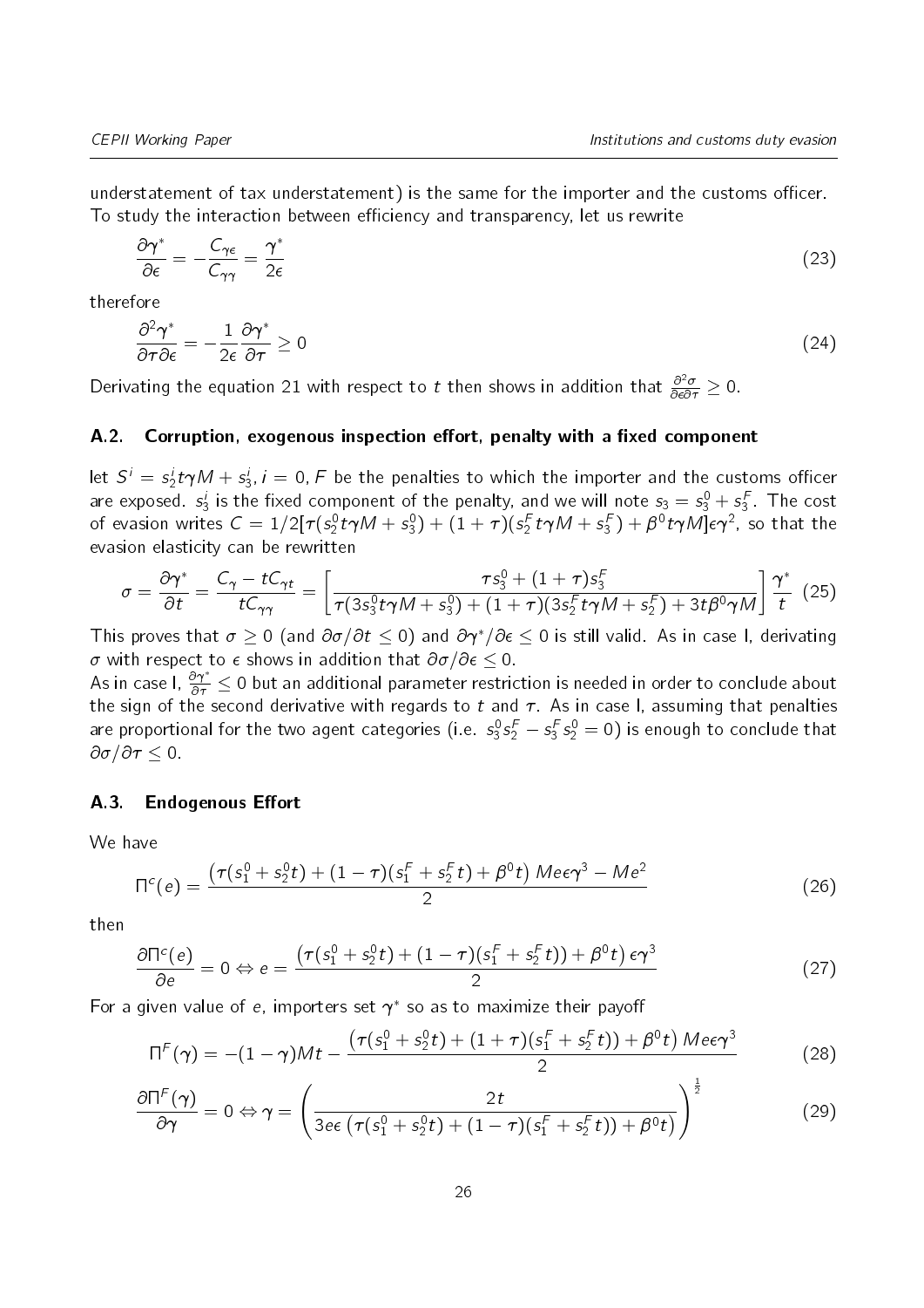understatement of tax understatement) is the same for the importer and the customs officer. To study the interaction between efficiency and transparency, let us rewrite

$$\frac{\partial \gamma^*}{\partial \epsilon} = -\frac{C_{\gamma\epsilon}}{C_{\gamma\gamma}} = \frac{\gamma^*}{2\epsilon} \tag{23}$$

therefore

$$\frac{\partial^2 \gamma^*}{\partial \tau \partial \epsilon} = -\frac{1}{2\epsilon}\frac{\partial \gamma^*}{\partial \tau} \geq 0 \tag{24}$$

Derivating the equation 21 with respect to $t$ then shows in addition that $\frac{\partial^2 \sigma}{\partial \epsilon \partial \tau} \geq 0$.

### A.2. Corruption, exogenous inspection effort, penalty with a fixed component

let $S^i = s_2^i t\gamma M + s_3^i, i = 0, F$ be the penalties to which the importer and the customs officer are exposed. $s_3^i$ is the fixed component of the penalty, and we will note $s_3 = s_3^0 + s_3^F$. The cost of evasion writes $C = 1/2[\tau(s_2^0 t\gamma M + s_3^0) + (1+\tau)(s_2^F t\gamma M + s_3^F) + \beta^0 t\gamma M]\epsilon\gamma^2$, so that the evasion elasticity can be rewritten

$$\sigma = \frac{\partial \gamma^*}{\partial t} = \frac{C_\gamma - tC_{\gamma t}}{tC_{\gamma\gamma}} = \left[\frac{\tau s_3^0 + (1+\tau)s_3^F}{\tau(3s_3^0 t\gamma M + s_3^0) + (1+\tau)(3s_2^F t\gamma M + s_2^F) + 3t\beta^0\gamma M}\right]\frac{\gamma^*}{t} \tag{25}$$

This proves that $\sigma \geq 0$ (and $\partial\sigma/\partial t \leq 0$) and $\partial\gamma^*/\partial\epsilon \leq 0$ is still valid. As in case I, derivating $\sigma$ with respect to $\epsilon$ shows in addition that $\partial\sigma/\partial\epsilon \leq 0$.

As in case I, $\frac{\partial \gamma^*}{\partial \tau} \leq 0$ but an additional parameter restriction is needed in order to conclude about the sign of the second derivative with regards to $t$ and $\tau$. As in case I, assuming that penalties are proportional for the two agent categories (i.e. $s_3^0 s_2^F - s_3^F s_2^0 = 0$) is enough to conclude that $\partial\sigma/\partial\tau \leq 0$.

### A.3. Endogenous Effort

We have

$$\Pi^c(e) = \frac{\left(\tau(s_1^0 + s_2^0 t) + (1-\tau)(s_1^F + s_2^F t) + \beta^0 t\right) Me\epsilon\gamma^3 - Me^2}{2} \tag{26}$$

then

$$\frac{\partial \Pi^c(e)}{\partial e} = 0 \Leftrightarrow e = \frac{\left(\tau(s_1^0 + s_2^0 t) + (1-\tau)(s_1^F + s_2^F t)) + \beta^0 t\right)\epsilon\gamma^3}{2} \tag{27}$$

For a given value of $e$, importers set $\gamma^*$ so as to maximize their payoff

$$\Pi^F(\gamma) = -(1-\gamma)Mt - \frac{\left(\tau(s_1^0 + s_2^0 t) + (1+\tau)(s_1^F + s_2^F t)) + \beta^0 t\right) Me\epsilon\gamma^3}{2} \tag{28}$$

$$\frac{\partial \Pi^F(\gamma)}{\partial \gamma} = 0 \Leftrightarrow \gamma = \left(\frac{2t}{3e\epsilon\left(\tau(s_1^0 + s_2^0 t) + (1-\tau)(s_1^F + s_2^F t)) + \beta^0 t\right)}\right)^{\frac{1}{2}} \tag{29}$$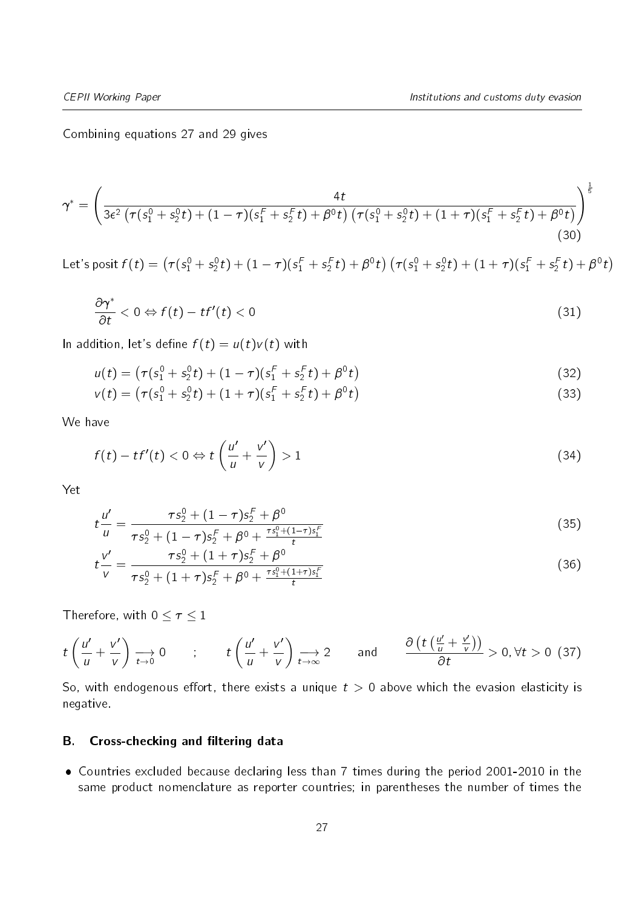Combining equations 27 and 29 gives

$$\gamma^* = \left( \frac{4t}{3\epsilon^2 \left(\tau(s_1^0 + s_2^0 t) + (1-\tau)(s_1^F + s_2^F t) + \beta^0 t\right)\left(\tau(s_1^0 + s_2^0 t) + (1+\tau)(s_1^F + s_2^F t) + \beta^0 t\right)} \right)^{\frac{1}{5}} \tag{30}$$

Let's posit $f(t) = \left(\tau(s_1^0 + s_2^0 t) + (1-\tau)(s_1^F + s_2^F t) + \beta^0 t\right)\left(\tau(s_1^0 + s_2^0 t) + (1+\tau)(s_1^F + s_2^F t) + \beta^0 t\right)$

$$\frac{\partial \gamma^*}{\partial t} < 0 \Leftrightarrow f(t) - t f'(t) < 0 \tag{31}$$

In addition, let's define $f(t) = u(t)v(t)$ with

$$u(t) = \left(\tau(s_1^0 + s_2^0 t) + (1-\tau)(s_1^F + s_2^F t) + \beta^0 t\right) \tag{32}$$

$$v(t) = \left(\tau(s_1^0 + s_2^0 t) + (1+\tau)(s_1^F + s_2^F t) + \beta^0 t\right) \tag{33}$$

We have

$$f(t) - t f'(t) < 0 \Leftrightarrow t\left(\frac{u'}{u} + \frac{v'}{v}\right) > 1 \tag{34}$$

Yet

$$t\frac{u'}{u} = \frac{\tau s_2^0 + (1-\tau)s_2^F + \beta^0}{\tau s_2^0 + (1-\tau)s_2^F + \beta^0 + \frac{\tau s_1^0 + (1-\tau)s_1^F}{t}} \tag{35}$$

$$t\frac{v'}{v} = \frac{\tau s_2^0 + (1+\tau)s_2^F + \beta^0}{\tau s_2^0 + (1+\tau)s_2^F + \beta^0 + \frac{\tau s_1^0 + (1+\tau)s_1^F}{t}} \tag{36}$$

Therefore, with $0 \leq \tau \leq 1$

$$t\left(\frac{u'}{u} + \frac{v'}{v}\right) \underset{t \to 0}{\longrightarrow} 0 \quad ; \quad t\left(\frac{u'}{u} + \frac{v'}{v}\right) \underset{t \to \infty}{\longrightarrow} 2 \quad \text{and} \quad \frac{\partial\left(t\left(\frac{u'}{u} + \frac{v'}{v}\right)\right)}{\partial t} > 0, \forall t > 0 \tag{37}$$

So, with endogenous effort, there exists a unique $t > 0$ above which the evasion elasticity is negative.

## B. Cross-checking and filtering data

- Countries excluded because declaring less than 7 times during the period 2001-2010 in the same product nomenclature as reporter countries; in parentheses the number of times the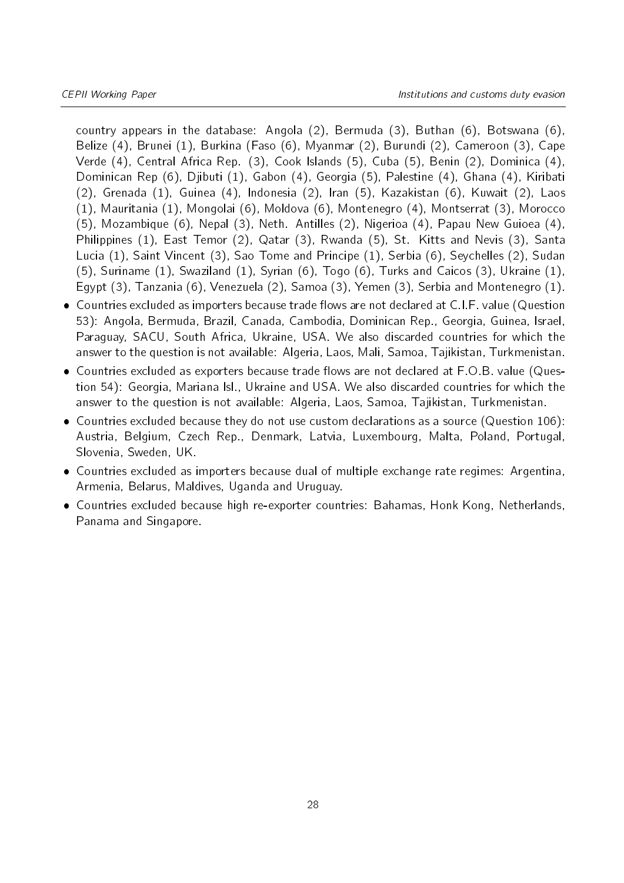country appears in the database: Angola (2), Bermuda (3), Buthan (6), Botswana (6), Belize (4), Brunei (1), Burkina (Faso (6), Myanmar (2), Burundi (2), Cameroon (3), Cape Verde (4), Central Africa Rep. (3), Cook Islands (5), Cuba (5), Benin (2), Dominica (4), Dominican Rep (6), Djibuti (1), Gabon (4), Georgia (5), Palestine (4), Ghana (4), Kiribati (2), Grenada (1), Guinea (4), Indonesia (2), Iran (5), Kazakistan (6), Kuwait (2), Laos (1), Mauritania (1), Mongolai (6), Moldova (6), Montenegro (4), Montserrat (3), Morocco (5), Mozambique (6), Nepal (3), Neth. Antilles (2), Nigerioa (4), Papau New Guioea (4), Philippines (1), East Temor (2), Qatar (3), Rwanda (5), St. Kitts and Nevis (3), Santa Lucia (1), Saint Vincent (3), Sao Tome and Principe (1), Serbia (6), Seychelles (2), Sudan (5), Suriname (1), Swaziland (1), Syrian (6), Togo (6), Turks and Caicos (3), Ukraine (1), Egypt (3), Tanzania (6), Venezuela (2), Samoa (3), Yemen (3), Serbia and Montenegro (1).

- Countries excluded as importers because trade flows are not declared at C.I.F. value (Question 53): Angola, Bermuda, Brazil, Canada, Cambodia, Dominican Rep., Georgia, Guinea, Israel, Paraguay, SACU, South Africa, Ukraine, USA. We also discarded countries for which the answer to the question is not available: Algeria, Laos, Mali, Samoa, Tajikistan, Turkmenistan.
- Countries excluded as exporters because trade flows are not declared at F.O.B. value (Question 54): Georgia, Mariana Isl., Ukraine and USA. We also discarded countries for which the answer to the question is not available: Algeria, Laos, Samoa, Tajikistan, Turkmenistan.
- Countries excluded because they do not use custom declarations as a source (Question 106): Austria, Belgium, Czech Rep., Denmark, Latvia, Luxembourg, Malta, Poland, Portugal, Slovenia, Sweden, UK.
- Countries excluded as importers because dual of multiple exchange rate regimes: Argentina, Armenia, Belarus, Maldives, Uganda and Uruguay.
- Countries excluded because high re-exporter countries: Bahamas, Honk Kong, Netherlands, Panama and Singapore.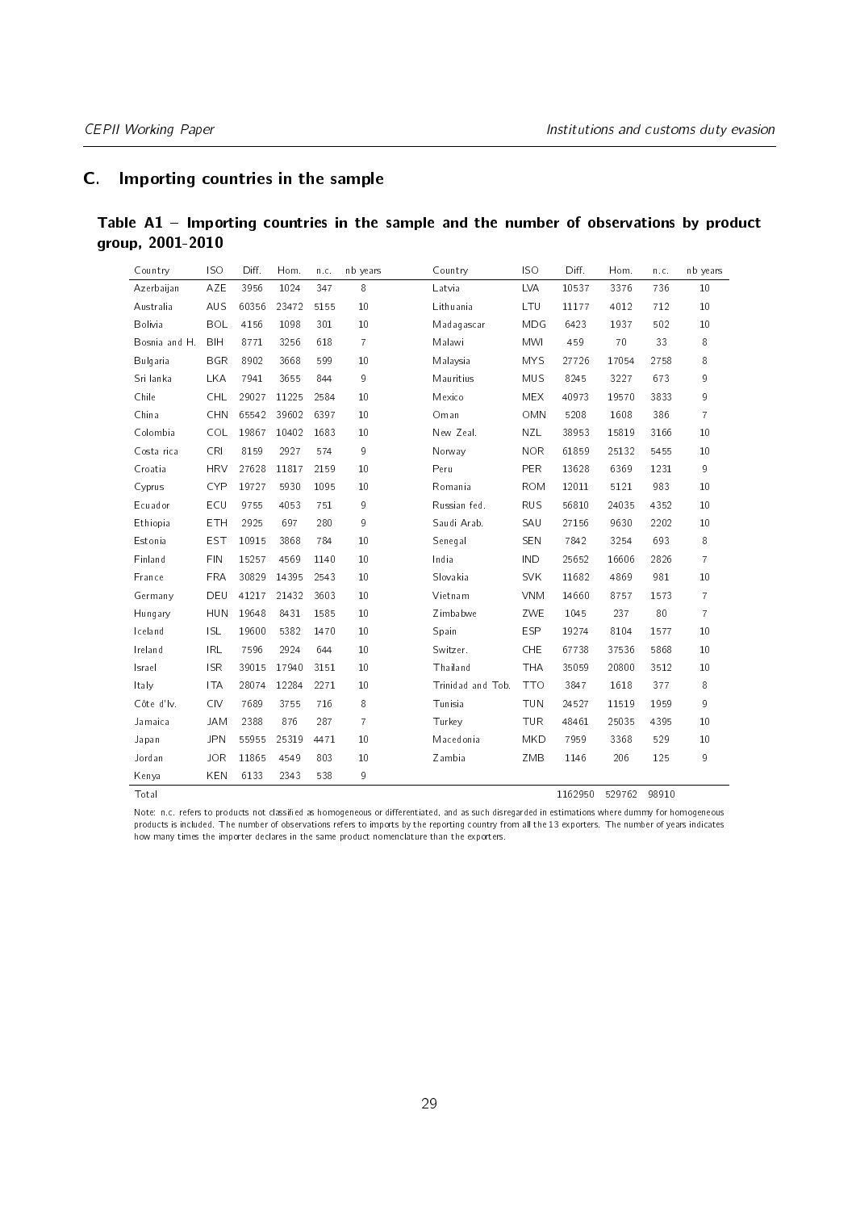## C. Importing countries in the sample

**Table A1 – Importing countries in the sample and the number of observations by product group, 2001-2010**

| Country | ISO | Diff. | Hom. | n.c. | nb years | Country | ISO | Diff. | Hom. | n.c. | nb years |
|---|---|---|---|---|---|---|---|---|---|---|---|
| Azerbaijan | AZE | 3956 | 1024 | 347 | 8 | Latvia | LVA | 10537 | 3376 | 736 | 10 |
| Australia | AUS | 60356 | 23472 | 5155 | 10 | Lithuania | LTU | 11177 | 4012 | 712 | 10 |
| Bolivia | BOL | 4156 | 1098 | 301 | 10 | Madagascar | MDG | 6423 | 1937 | 502 | 10 |
| Bosnia and H. | BIH | 8771 | 3256 | 618 | 7 | Malawi | MWI | 459 | 70 | 33 | 8 |
| Bulgaria | BGR | 8902 | 3668 | 599 | 10 | Malaysia | MYS | 27726 | 17054 | 2758 | 8 |
| Sri lanka | LKA | 7941 | 3655 | 844 | 9 | Mauritius | MUS | 8245 | 3227 | 673 | 9 |
| Chile | CHL | 29027 | 11225 | 2584 | 10 | Mexico | MEX | 40973 | 19570 | 3833 | 9 |
| China | CHN | 65542 | 39602 | 6397 | 10 | Oman | OMN | 5208 | 1608 | 386 | 7 |
| Colombia | COL | 19867 | 10402 | 1683 | 10 | New Zeal. | NZL | 38953 | 15819 | 3166 | 10 |
| Costa rica | CRI | 8159 | 2927 | 574 | 9 | Norway | NOR | 61859 | 25132 | 5455 | 10 |
| Croatia | HRV | 27628 | 11817 | 2159 | 10 | Peru | PER | 13628 | 6369 | 1231 | 9 |
| Cyprus | CYP | 19727 | 5930 | 1095 | 10 | Romania | ROM | 12011 | 5121 | 983 | 10 |
| Ecuador | ECU | 9755 | 4053 | 751 | 9 | Russian fed. | RUS | 56810 | 24035 | 4352 | 10 |
| Ethiopia | ETH | 2925 | 697 | 280 | 9 | Saudi Arab. | SAU | 27156 | 9630 | 2202 | 10 |
| Estonia | EST | 10915 | 3868 | 784 | 10 | Senegal | SEN | 7842 | 3254 | 693 | 8 |
| Finland | FIN | 15257 | 4569 | 1140 | 10 | India | IND | 25652 | 16606 | 2826 | 7 |
| France | FRA | 30829 | 14395 | 2543 | 10 | Slovakia | SVK | 11682 | 4869 | 981 | 10 |
| Germany | DEU | 41217 | 21432 | 3603 | 10 | Vietnam | VNM | 14660 | 8757 | 1573 | 7 |
| Hungary | HUN | 19648 | 8431 | 1585 | 10 | Zimbabwe | ZWE | 1045 | 237 | 80 | 7 |
| Iceland | ISL | 19600 | 5382 | 1470 | 10 | Spain | ESP | 19274 | 8104 | 1577 | 10 |
| Ireland | IRL | 7596 | 2924 | 644 | 10 | Switzer. | CHE | 67738 | 37536 | 5868 | 10 |
| Israel | ISR | 39015 | 17940 | 3151 | 10 | Thailand | THA | 35059 | 20800 | 3512 | 10 |
| Italy | ITA | 28074 | 12284 | 2271 | 10 | Trinidad and Tob. | TTO | 3847 | 1618 | 377 | 8 |
| Côte d'Iv. | CIV | 7689 | 3755 | 716 | 8 | Tunisia | TUN | 24527 | 11519 | 1959 | 9 |
| Jamaica | JAM | 2388 | 876 | 287 | 7 | Turkey | TUR | 48461 | 25035 | 4395 | 10 |
| Japan | JPN | 55955 | 25319 | 4471 | 10 | Macedonia | MKD | 7959 | 3368 | 529 | 10 |
| Jordan | JOR | 11865 | 4549 | 803 | 10 | Zambia | ZMB | 1146 | 206 | 125 | 9 |
| Kenya | KEN | 6133 | 2343 | 538 | 9 | | | | | | |
| Total | | | | | | | | 1162950 | 529762 | 98910 | |

Note: n.c. refers to products not classified as homogeneous or differentiated, and as such disregarded in estimations where dummy for homogeneous products is included. The number of observations refers to imports by the reporting country from all the 13 exporters. The number of years indicates how many times the importer declares in the same product nomenclature than the exporters.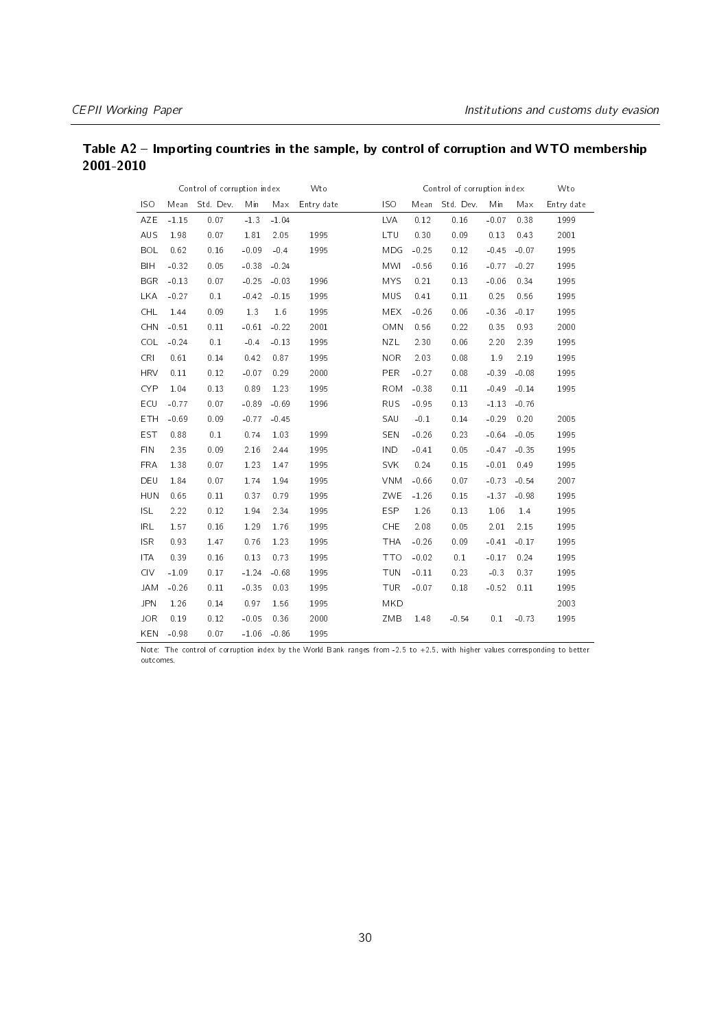## Table A2 – Importing countries in the sample, by control of corruption and WTO membership 2001-2010

| | Control of corruption index | | | | Wto | | Control of corruption index | | | | Wto |
|---|---|---|---|---|---|---|---|---|---|---|---|
| ISO | Mean | Std. Dev. | Min | Max | Entry date | ISO | Mean | Std. Dev. | Min | Max | Entry date |
| AZE | -1.15 | 0.07 | -1.3 | -1.04 | | LVA | 0.12 | 0.16 | -0.07 | 0.38 | 1999 |
| AUS | 1.98 | 0.07 | 1.81 | 2.05 | 1995 | LTU | 0.30 | 0.09 | 0.13 | 0.43 | 2001 |
| BOL | 0.62 | 0.16 | -0.09 | -0.4 | 1995 | MDG | -0.25 | 0.12 | -0.45 | -0.07 | 1995 |
| BIH | -0.32 | 0.05 | -0.38 | -0.24 | | MWI | -0.56 | 0.16 | -0.77 | -0.27 | 1995 |
| BGR | -0.13 | 0.07 | -0.25 | -0.03 | 1996 | MYS | 0.21 | 0.13 | -0.06 | 0.34 | 1995 |
| LKA | -0.27 | 0.1 | -0.42 | -0.15 | 1995 | MUS | 0.41 | 0.11 | 0.25 | 0.56 | 1995 |
| CHL | 1.44 | 0.09 | 1.3 | 1.6 | 1995 | MEX | -0.26 | 0.06 | -0.36 | -0.17 | 1995 |
| CHN | -0.51 | 0.11 | -0.61 | -0.22 | 2001 | OMN | 0.56 | 0.22 | 0.35 | 0.93 | 2000 |
| COL | -0.24 | 0.1 | -0.4 | -0.13 | 1995 | NZL | 2.30 | 0.06 | 2.20 | 2.39 | 1995 |
| CRI | 0.61 | 0.14 | 0.42 | 0.87 | 1995 | NOR | 2.03 | 0.08 | 1.9 | 2.19 | 1995 |
| HRV | 0.11 | 0.12 | -0.07 | 0.29 | 2000 | PER | -0.27 | 0.08 | -0.39 | -0.08 | 1995 |
| CYP | 1.04 | 0.13 | 0.89 | 1.23 | 1995 | ROM | -0.38 | 0.11 | -0.49 | -0.14 | 1995 |
| ECU | -0.77 | 0.07 | -0.89 | -0.69 | 1996 | RUS | -0.95 | 0.13 | -1.13 | -0.76 | |
| ETH | -0.69 | 0.09 | -0.77 | -0.45 | | SAU | -0.1 | 0.14 | -0.29 | 0.20 | 2005 |
| EST | 0.88 | 0.1 | 0.74 | 1.03 | 1999 | SEN | -0.26 | 0.23 | -0.64 | -0.05 | 1995 |
| FIN | 2.35 | 0.09 | 2.16 | 2.44 | 1995 | IND | -0.41 | 0.05 | -0.47 | -0.35 | 1995 |
| FRA | 1.38 | 0.07 | 1.23 | 1.47 | 1995 | SVK | 0.24 | 0.15 | -0.01 | 0.49 | 1995 |
| DEU | 1.84 | 0.07 | 1.74 | 1.94 | 1995 | VNM | -0.66 | 0.07 | -0.73 | -0.54 | 2007 |
| HUN | 0.65 | 0.11 | 0.37 | 0.79 | 1995 | ZWE | -1.26 | 0.15 | -1.37 | -0.98 | 1995 |
| ISL | 2.22 | 0.12 | 1.94 | 2.34 | 1995 | ESP | 1.26 | 0.13 | 1.06 | 1.4 | 1995 |
| IRL | 1.57 | 0.16 | 1.29 | 1.76 | 1995 | CHE | 2.08 | 0.05 | 2.01 | 2.15 | 1995 |
| ISR | 0.93 | 1.47 | 0.76 | 1.23 | 1995 | THA | -0.26 | 0.09 | -0.41 | -0.17 | 1995 |
| ITA | 0.39 | 0.16 | 0.13 | 0.73 | 1995 | TTO | -0.02 | 0.1 | -0.17 | 0.24 | 1995 |
| CIV | -1.09 | 0.17 | -1.24 | -0.68 | 1995 | TUN | -0.11 | 0.23 | -0.3 | 0.37 | 1995 |
| JAM | -0.26 | 0.11 | -0.35 | 0.03 | 1995 | TUR | -0.07 | 0.18 | -0.52 | 0.11 | 1995 |
| JPN | 1.26 | 0.14 | 0.97 | 1.56 | 1995 | MKD | | | | | 2003 |
| JOR | 0.19 | 0.12 | -0.05 | 0.36 | 2000 | ZMB | 1.48 | -0.54 | 0.1 | -0.73 | 1995 |
| KEN | -0.98 | 0.07 | -1.06 | -0.86 | 1995 | | | | | | |

Note: The control of corruption index by the World Bank ranges from -2.5 to +2.5, with higher values corresponding to better outcomes.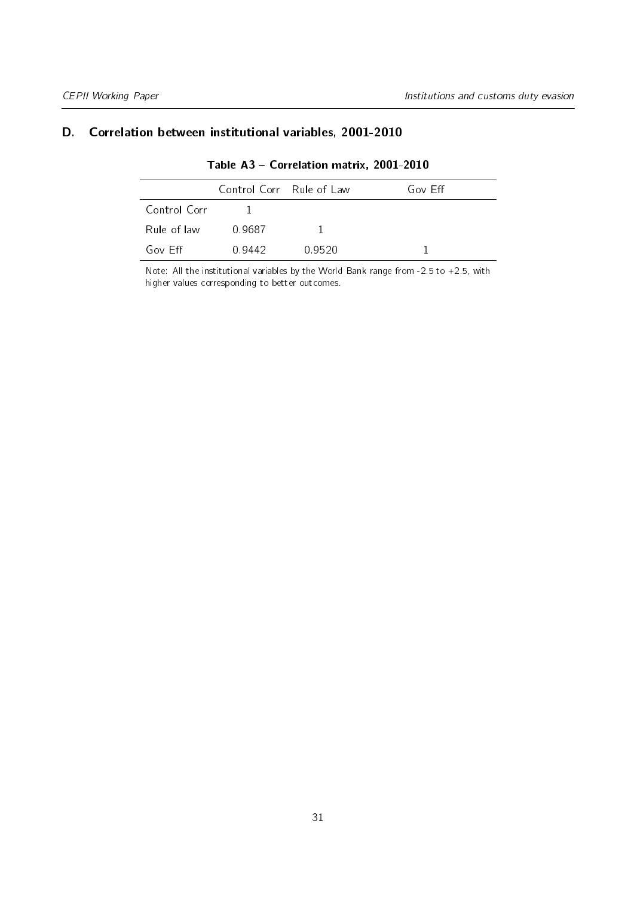## D. Correlation between institutional variables, 2001-2010

**Table A3 – Correlation matrix, 2001-2010**

| | Control Corr | Rule of Law | Gov Eff |
|---|---|---|---|
| Control Corr | 1 | | |
| Rule of law | 0.9687 | 1 | |
| Gov Eff | 0.9442 | 0.9520 | 1 |

Note: All the institutional variables by the World Bank range from -2.5 to +2.5, with higher values corresponding to better outcomes.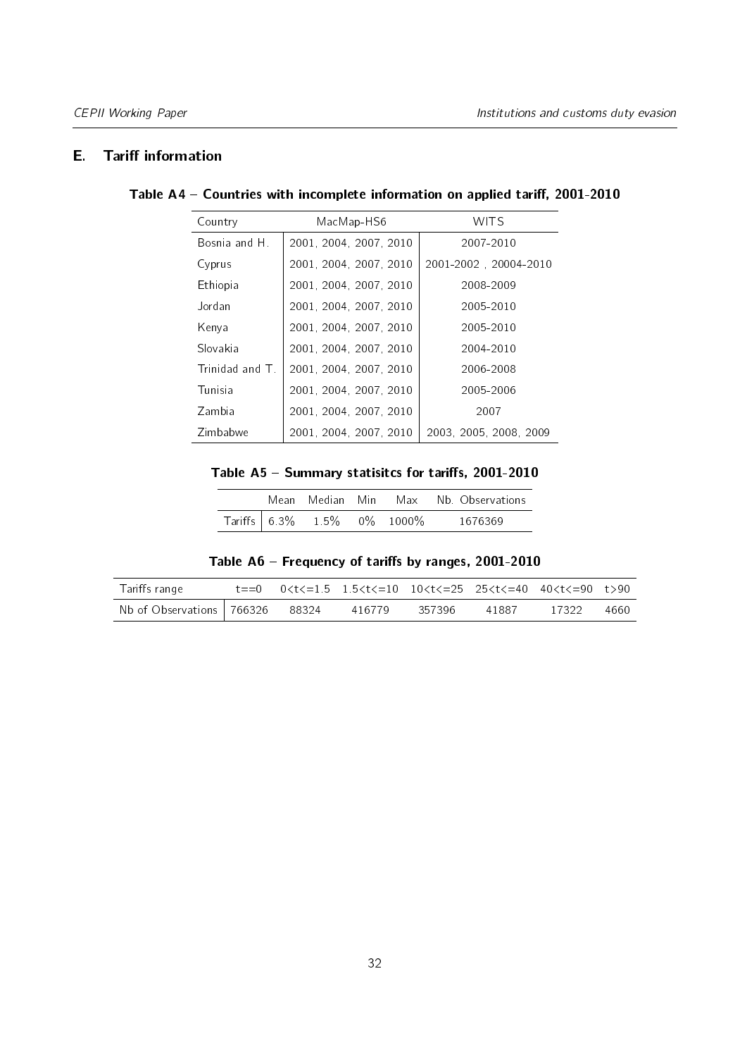## E. Tariff information

**Table A4 – Countries with incomplete information on applied tariff, 2001-2010**

| Country | MacMap-HS6 | WITS |
|---|---|---|
| Bosnia and H. | 2001, 2004, 2007, 2010 | 2007-2010 |
| Cyprus | 2001, 2004, 2007, 2010 | 2001-2002 , 20004-2010 |
| Ethiopia | 2001, 2004, 2007, 2010 | 2008-2009 |
| Jordan | 2001, 2004, 2007, 2010 | 2005-2010 |
| Kenya | 2001, 2004, 2007, 2010 | 2005-2010 |
| Slovakia | 2001, 2004, 2007, 2010 | 2004-2010 |
| Trinidad and T. | 2001, 2004, 2007, 2010 | 2006-2008 |
| Tunisia | 2001, 2004, 2007, 2010 | 2005-2006 |
| Zambia | 2001, 2004, 2007, 2010 | 2007 |
| Zimbabwe | 2001, 2004, 2007, 2010 | 2003, 2005, 2008, 2009 |

**Table A5 – Summary statisitcs for tariffs, 2001-2010**

| | Mean | Median | Min | Max | Nb. Observations |
|---|---|---|---|---|---|
| Tariffs | 6.3% | 1.5% | 0% | 1000% | 1676369 |

**Table A6 – Frequency of tariffs by ranges, 2001-2010**

| Tariffs range | t==0 | 0<t<=1.5 | 1.5<t<=10 | 10<t<=25 | 25<t<=40 | 40<t<=90 | t>90 |
|---|---|---|---|---|---|---|---|
| Nb of Observations | 766326 | 88324 | 416779 | 357396 | 41887 | 17322 | 4660 |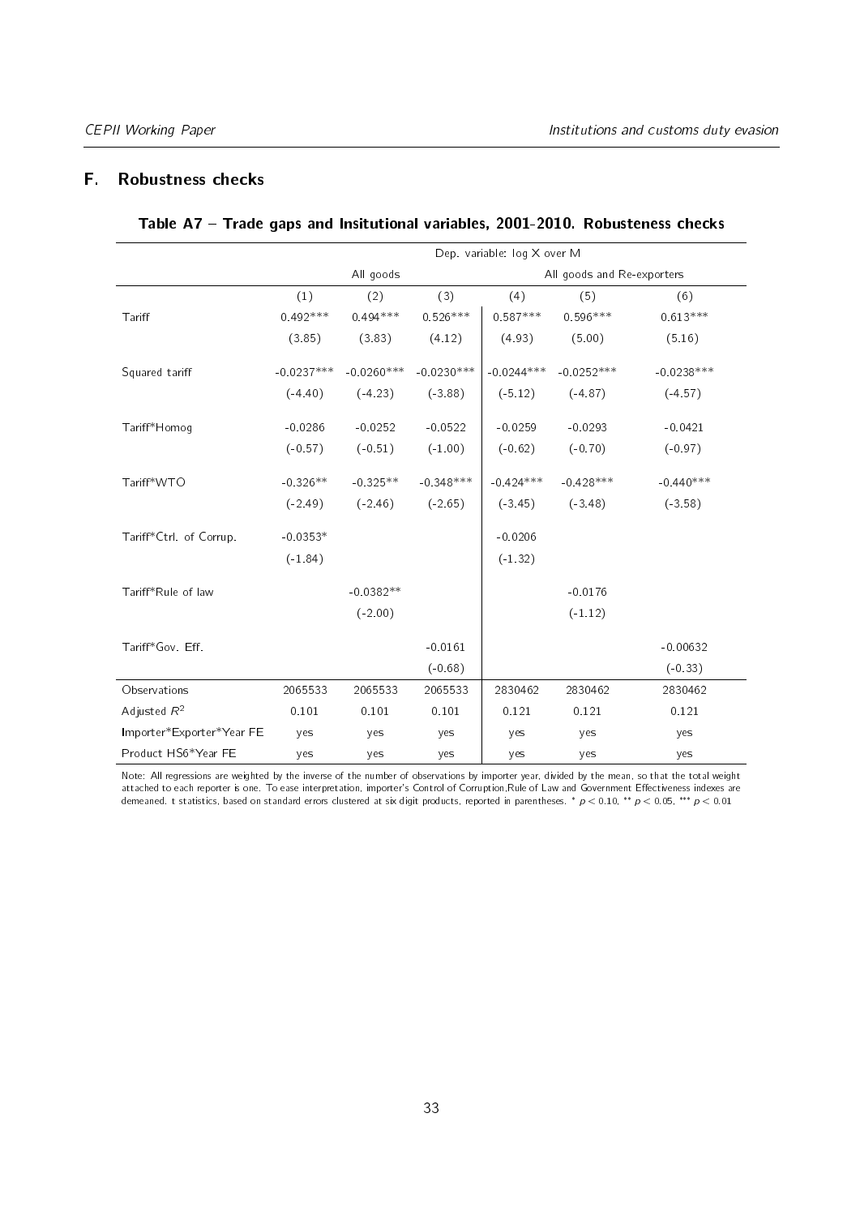## F. Robustness checks

**Table A7 – Trade gaps and Insitutional variables, 2001-2010. Robusteness checks**

| | Dep. variable: log X over M | | | | | |
|---|---|---|---|---|---|---|
| | All goods | | | All goods and Re-exporters | | |
| | (1) | (2) | (3) | (4) | (5) | (6) |
| Tariff | 0.492*** | 0.494*** | 0.526*** | 0.587*** | 0.596*** | 0.613*** |
| | (3.85) | (3.83) | (4.12) | (4.93) | (5.00) | (5.16) |
| Squared tariff | -0.0237*** | -0.0260*** | -0.0230*** | -0.0244*** | -0.0252*** | -0.0238*** |
| | (-4.40) | (-4.23) | (-3.88) | (-5.12) | (-4.87) | (-4.57) |
| Tariff*Homog | -0.0286 | -0.0252 | -0.0522 | -0.0259 | -0.0293 | -0.0421 |
| | (-0.57) | (-0.51) | (-1.00) | (-0.62) | (-0.70) | (-0.97) |
| Tariff*WTO | -0.326** | -0.325** | -0.348*** | -0.424*** | -0.428*** | -0.440*** |
| | (-2.49) | (-2.46) | (-2.65) | (-3.45) | (-3.48) | (-3.58) |
| Tariff*Ctrl. of Corrup. | -0.0353* | | | -0.0206 | | |
| | (-1.84) | | | (-1.32) | | |
| Tariff*Rule of law | | -0.0382** | | | -0.0176 | |
| | | (-2.00) | | | (-1.12) | |
| Tariff*Gov. Eff. | | | -0.0161 | | | -0.00632 |
| | | | (-0.68) | | | (-0.33) |
| Observations | 2065533 | 2065533 | 2065533 | 2830462 | 2830462 | 2830462 |
| Adjusted $R^2$ | 0.101 | 0.101 | 0.101 | 0.121 | 0.121 | 0.121 |
| Importer*Exporter*Year FE | yes | yes | yes | yes | yes | yes |
| Product HS6*Year FE | yes | yes | yes | yes | yes | yes |

Note: All regressions are weighted by the inverse of the number of observations by importer year, divided by the mean, so that the total weight attached to each reporter is one. To ease interpretation, importer's Control of Corruption,Rule of Law and Government Effectiveness indexes are demeaned. t statistics, based on standard errors clustered at six digit products, reported in parentheses. * $p < 0.10$, ** $p < 0.05$, *** $p < 0.01$